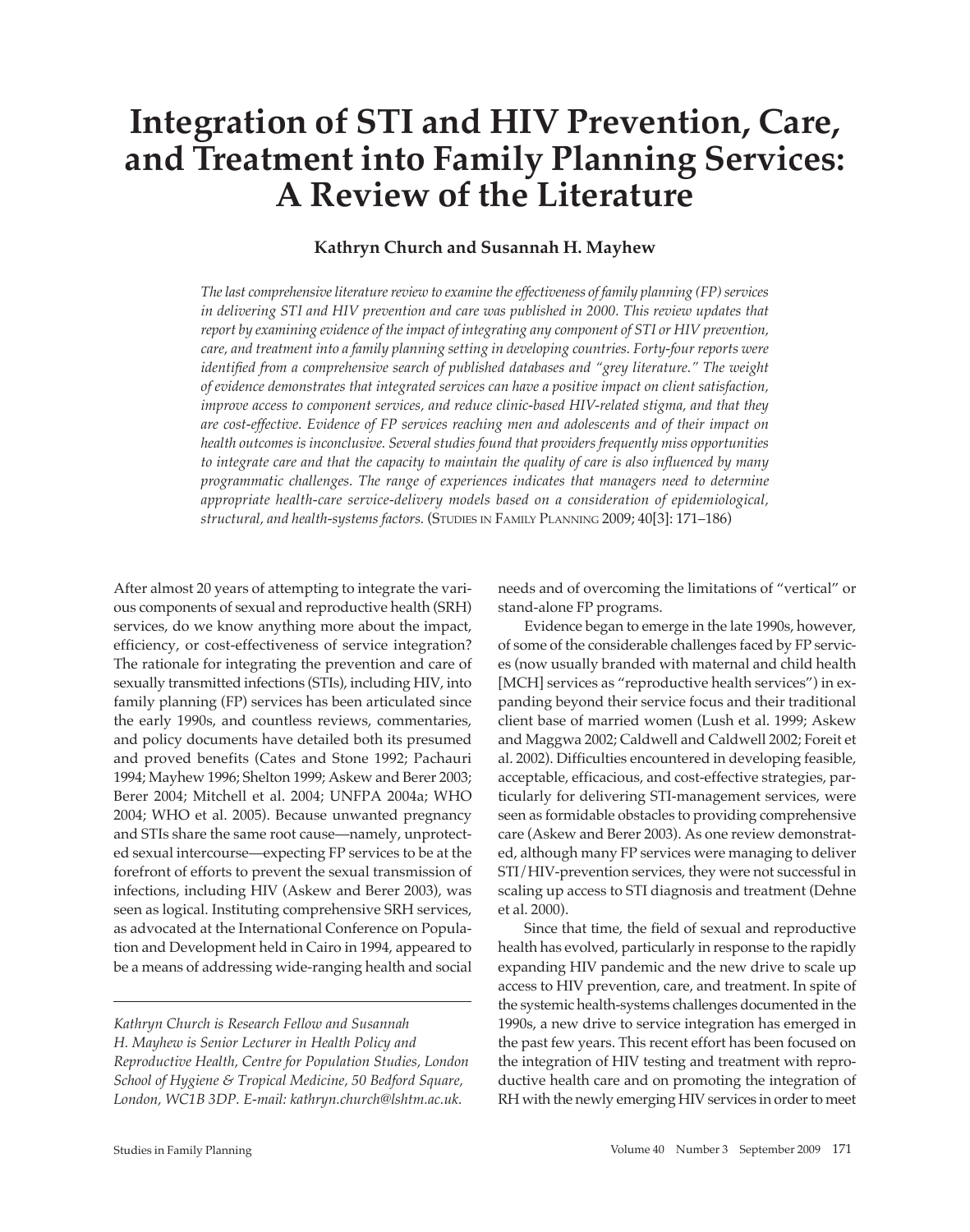# Integration of STI and HIV Prevention, Care, and Treatment into Family Planning Services: A Review of the Literature

**Kathryn Church and Susannah H. Mayhew**

*The last comprehensive literature review to examine the effectiveness of family planning (FP) services in delivering STI and HIV prevention and care was published in 2000. This review updates that report by examining evidence of the impact of integrating any component of STI or HIV prevention, care, and treatment into a family planning setting in developing countries. Forty-four reports were identified from a comprehensive search of published databases and "grey literature." The weight of evidence demonstrates that integrated services can have a positive impact on client satisfaction, improve access to component services, and reduce clinic-based HIV-related stigma, and that they are cost-effective. Evidence of FP services reaching men and adolescents and of their impact on health outcomes is inconclusive. Several studies found that providers frequently miss opportunities to integrate care and that the capacity to maintain the quality of care is also influenced by many programmatic challenges. The range of experiences indicates that managers need to determine appropriate health-care service-delivery models based on a consideration of epidemiological, structural, and health-systems factors.* (Studies in Family Planning 2009; 40[3]: 171–186)

After almost 20 years of attempting to integrate the various components of sexual and reproductive health (SRH) services, do we know anything more about the impact, efficiency, or cost-effectiveness of service integration? The rationale for integrating the prevention and care of sexually transmitted infections (STIs), including HIV, into family planning (FP) services has been articulated since the early 1990s, and countless reviews, commentaries, and policy documents have detailed both its presumed and proved benefits (Cates and Stone 1992; Pachauri 1994; Mayhew 1996; Shelton 1999; Askew and Berer 2003; Berer 2004; Mitchell et al. 2004; UNFPA 2004a; WHO 2004; WHO et al. 2005). Because unwanted pregnancy and STIs share the same root cause—namely, unprotected sexual intercourse—expecting FP services to be at the forefront of efforts to prevent the sexual transmission of infections, including HIV (Askew and Berer 2003), was seen as logical. Instituting comprehensive SRH services, as advocated at the International Conference on Population and Development held in Cairo in 1994, appeared to be a means of addressing wide-ranging health and social needs and of overcoming the limitations of "vertical" or stand-alone FP programs.

Evidence began to emerge in the late 1990s, however, of some of the considerable challenges faced by FP services (now usually branded with maternal and child health [MCH] services as "reproductive health services") in expanding beyond their service focus and their traditional client base of married women (Lush et al. 1999; Askew and Maggwa 2002; Caldwell and Caldwell 2002; Foreit et al. 2002). Difficulties encountered in developing feasible, acceptable, efficacious, and cost-effective strategies, particularly for delivering STI-management services, were seen as formidable obstacles to providing comprehensive care (Askew and Berer 2003). As one review demonstrated, although many FP services were managing to deliver STI/HIV-prevention services, they were not successful in scaling up access to STI diagnosis and treatment (Dehne et al. 2000).

Since that time, the field of sexual and reproductive health has evolved, particularly in response to the rapidly expanding HIV pandemic and the new drive to scale up access to HIV prevention, care, and treatment. In spite of the systemic health-systems challenges documented in the 1990s, a new drive to service integration has emerged in the past few years. This recent effort has been focused on the integration of HIV testing and treatment with reproductive health care and on promoting the integration of RH with the newly emerging HIV services in order to meet

*Kathryn Church is Research Fellow and Susannah H. Mayhew is Senior Lecturer in Health Policy and Reproductive Health, Centre for Population Studies, London School of Hygiene & Tropical Medicine, 50 Bedford Square, London, WC1B 3DP. E-mail: kathryn.church@lshtm.ac.uk.*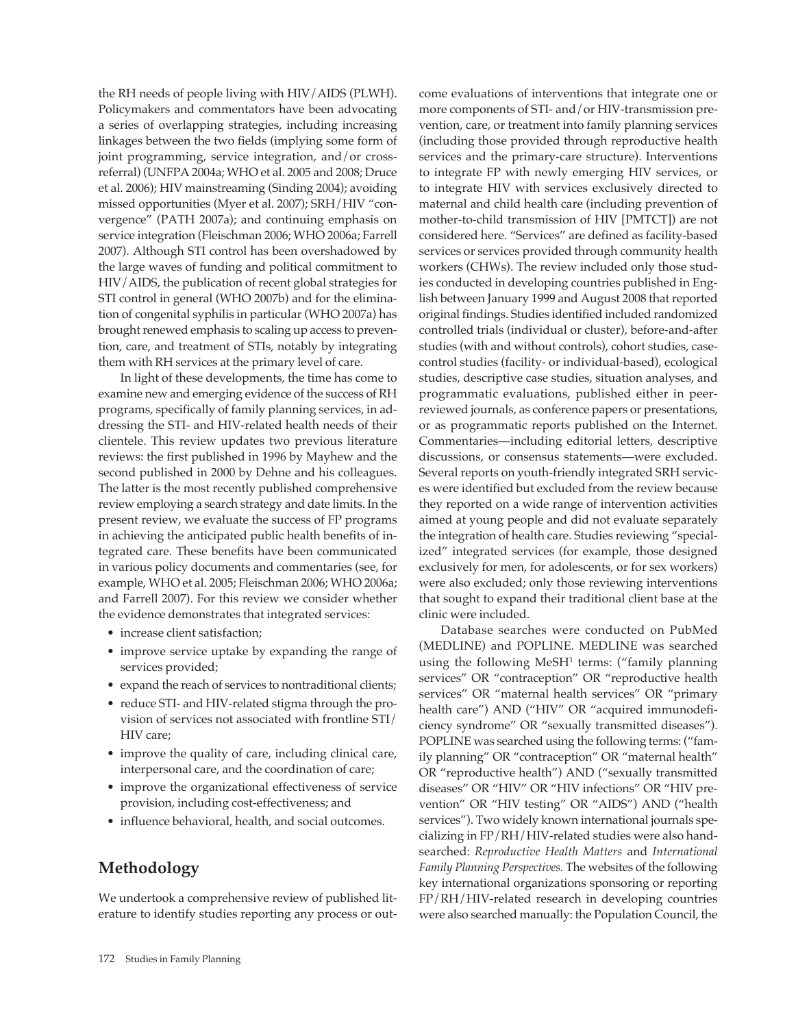the RH needs of people living with HIV/AIDS (PLWH). Policymakers and commentators have been advocating a series of overlapping strategies, including increasing linkages between the two fields (implying some form of joint programming, service integration, and/or cross-referral) (UNFPA 2004a; WHO et al. 2005 and 2008; Druce et al. 2006); HIV mainstreaming (Sinding 2004); avoiding missed opportunities (Myer et al. 2007); SRH/HIV "convergence" (PATH 2007a); and continuing emphasis on service integration (Fleischman 2006; WHO 2006a; Farrell 2007). Although STI control has been overshadowed by the large waves of funding and political commitment to HIV/AIDS, the publication of recent global strategies for STI control in general (WHO 2007b) and for the elimination of congenital syphilis in particular (WHO 2007a) has brought renewed emphasis to scaling up access to prevention, care, and treatment of STIs, notably by integrating them with RH services at the primary level of care.

In light of these developments, the time has come to examine new and emerging evidence of the success of RH programs, specifically of family planning services, in addressing the STI- and HIV-related health needs of their clientele. This review updates two previous literature reviews: the first published in 1996 by Mayhew and the second published in 2000 by Dehne and his colleagues. The latter is the most recently published comprehensive review employing a search strategy and date limits. In the present review, we evaluate the success of FP programs in achieving the anticipated public health benefits of integrated care. These benefits have been communicated in various policy documents and commentaries (see, for example, WHO et al. 2005; Fleischman 2006; WHO 2006a; and Farrell 2007). For this review we consider whether the evidence demonstrates that integrated services:

- increase client satisfaction;
- improve service uptake by expanding the range of services provided;
- expand the reach of services to nontraditional clients;
- reduce STI- and HIV-related stigma through the provision of services not associated with frontline STI/HIV care;
- improve the quality of care, including clinical care, interpersonal care, and the coordination of care;
- improve the organizational effectiveness of service provision, including cost-effectiveness; and
- influence behavioral, health, and social outcomes.

## Methodology

We undertook a comprehensive review of published literature to identify studies reporting any process or outcome evaluations of interventions that integrate one or more components of STI- and/or HIV-transmission prevention, care, or treatment into family planning services (including those provided through reproductive health services and the primary-care structure). Interventions to integrate FP with newly emerging HIV services, or to integrate HIV with services exclusively directed to maternal and child health care (including prevention of mother-to-child transmission of HIV [PMTCT]) are not considered here. "Services" are defined as facility-based services or services provided through community health workers (CHWs). The review included only those studies conducted in developing countries published in English between January 1999 and August 2008 that reported original findings. Studies identified included randomized controlled trials (individual or cluster), before-and-after studies (with and without controls), cohort studies, case-control studies (facility- or individual-based), ecological studies, descriptive case studies, situation analyses, and programmatic evaluations, published either in peer-reviewed journals, as conference papers or presentations, or as programmatic reports published on the Internet. Commentaries—including editorial letters, descriptive discussions, or consensus statements—were excluded. Several reports on youth-friendly integrated SRH services were identified but excluded from the review because they reported on a wide range of intervention activities aimed at young people and did not evaluate separately the integration of health care. Studies reviewing "specialized" integrated services (for example, those designed exclusively for men, for adolescents, or for sex workers) were also excluded; only those reviewing interventions that sought to expand their traditional client base at the clinic were included.

Database searches were conducted on PubMed (MEDLINE) and POPLINE. MEDLINE was searched using the following MeSH[1] terms: ("family planning services" OR "contraception" OR "reproductive health services" OR "maternal health services" OR "primary health care") AND ("HIV" OR "acquired immunodeficiency syndrome" OR "sexually transmitted diseases"). POPLINE was searched using the following terms: ("family planning" OR "contraception" OR "maternal health" OR "reproductive health") AND ("sexually transmitted diseases" OR "HIV" OR "HIV infections" OR "HIV prevention" OR "HIV testing" OR "AIDS") AND ("health services"). Two widely known international journals specializing in FP/RH/HIV-related studies were also hand-searched: *Reproductive Health Matters* and *International Family Planning Perspectives.* The websites of the following key international organizations sponsoring or reporting FP/RH/HIV-related research in developing countries were also searched manually: the Population Council, the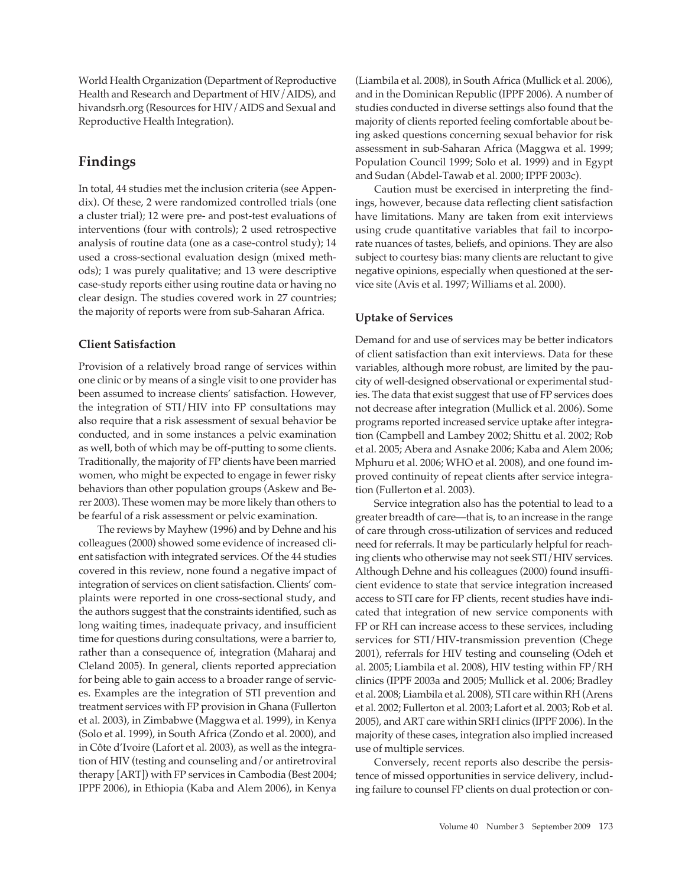World Health Organization (Department of Reproductive Health and Research and Department of HIV/AIDS), and hivandsrh.org (Resources for HIV/AIDS and Sexual and Reproductive Health Integration).

## Findings

In total, 44 studies met the inclusion criteria (see Appendix). Of these, 2 were randomized controlled trials (one a cluster trial); 12 were pre- and post-test evaluations of interventions (four with controls); 2 used retrospective analysis of routine data (one as a case-control study); 14 used a cross-sectional evaluation design (mixed methods); 1 was purely qualitative; and 13 were descriptive case-study reports either using routine data or having no clear design. The studies covered work in 27 countries; the majority of reports were from sub-Saharan Africa.

### Client Satisfaction

Provision of a relatively broad range of services within one clinic or by means of a single visit to one provider has been assumed to increase clients' satisfaction. However, the integration of STI/HIV into FP consultations may also require that a risk assessment of sexual behavior be conducted, and in some instances a pelvic examination as well, both of which may be off-putting to some clients. Traditionally, the majority of FP clients have been married women, who might be expected to engage in fewer risky behaviors than other population groups (Askew and Berer 2003). These women may be more likely than others to be fearful of a risk assessment or pelvic examination.

The reviews by Mayhew (1996) and by Dehne and his colleagues (2000) showed some evidence of increased client satisfaction with integrated services. Of the 44 studies covered in this review, none found a negative impact of integration of services on client satisfaction. Clients' complaints were reported in one cross-sectional study, and the authors suggest that the constraints identified, such as long waiting times, inadequate privacy, and insufficient time for questions during consultations, were a barrier to, rather than a consequence of, integration (Maharaj and Cleland 2005). In general, clients reported appreciation for being able to gain access to a broader range of services. Examples are the integration of STI prevention and treatment services with FP provision in Ghana (Fullerton et al. 2003), in Zimbabwe (Maggwa et al. 1999), in Kenya (Solo et al. 1999), in South Africa (Zondo et al. 2000), and in Côte d'Ivoire (Lafort et al. 2003), as well as the integration of HIV (testing and counseling and/or antiretroviral therapy [ART]) with FP services in Cambodia (Best 2004; IPPF 2006), in Ethiopia (Kaba and Alem 2006), in Kenya (Liambila et al. 2008), in South Africa (Mullick et al. 2006), and in the Dominican Republic (IPPF 2006). A number of studies conducted in diverse settings also found that the majority of clients reported feeling comfortable about being asked questions concerning sexual behavior for risk assessment in sub-Saharan Africa (Maggwa et al. 1999; Population Council 1999; Solo et al. 1999) and in Egypt and Sudan (Abdel-Tawab et al. 2000; IPPF 2003c).

Caution must be exercised in interpreting the findings, however, because data reflecting client satisfaction have limitations. Many are taken from exit interviews using crude quantitative variables that fail to incorporate nuances of tastes, beliefs, and opinions. They are also subject to courtesy bias: many clients are reluctant to give negative opinions, especially when questioned at the service site (Avis et al. 1997; Williams et al. 2000).

### Uptake of Services

Demand for and use of services may be better indicators of client satisfaction than exit interviews. Data for these variables, although more robust, are limited by the paucity of well-designed observational or experimental studies. The data that exist suggest that use of FP services does not decrease after integration (Mullick et al. 2006). Some programs reported increased service uptake after integration (Campbell and Lambey 2002; Shittu et al. 2002; Rob et al. 2005; Abera and Asnake 2006; Kaba and Alem 2006; Mphuru et al. 2006; WHO et al. 2008), and one found improved continuity of repeat clients after service integration (Fullerton et al. 2003).

Service integration also has the potential to lead to a greater breadth of care—that is, to an increase in the range of care through cross-utilization of services and reduced need for referrals. It may be particularly helpful for reaching clients who otherwise may not seek STI/HIV services. Although Dehne and his colleagues (2000) found insufficient evidence to state that service integration increased access to STI care for FP clients, recent studies have indicated that integration of new service components with FP or RH can increase access to these services, including services for STI/HIV-transmission prevention (Chege 2001), referrals for HIV testing and counseling (Odeh et al. 2005; Liambila et al. 2008), HIV testing within FP/RH clinics (IPPF 2003a and 2005; Mullick et al. 2006; Bradley et al. 2008; Liambila et al. 2008), STI care within RH (Arens et al. 2002; Fullerton et al. 2003; Lafort et al. 2003; Rob et al. 2005), and ART care within SRH clinics (IPPF 2006). In the majority of these cases, integration also implied increased use of multiple services.

Conversely, recent reports also describe the persistence of missed opportunities in service delivery, including failure to counsel FP clients on dual protection or con-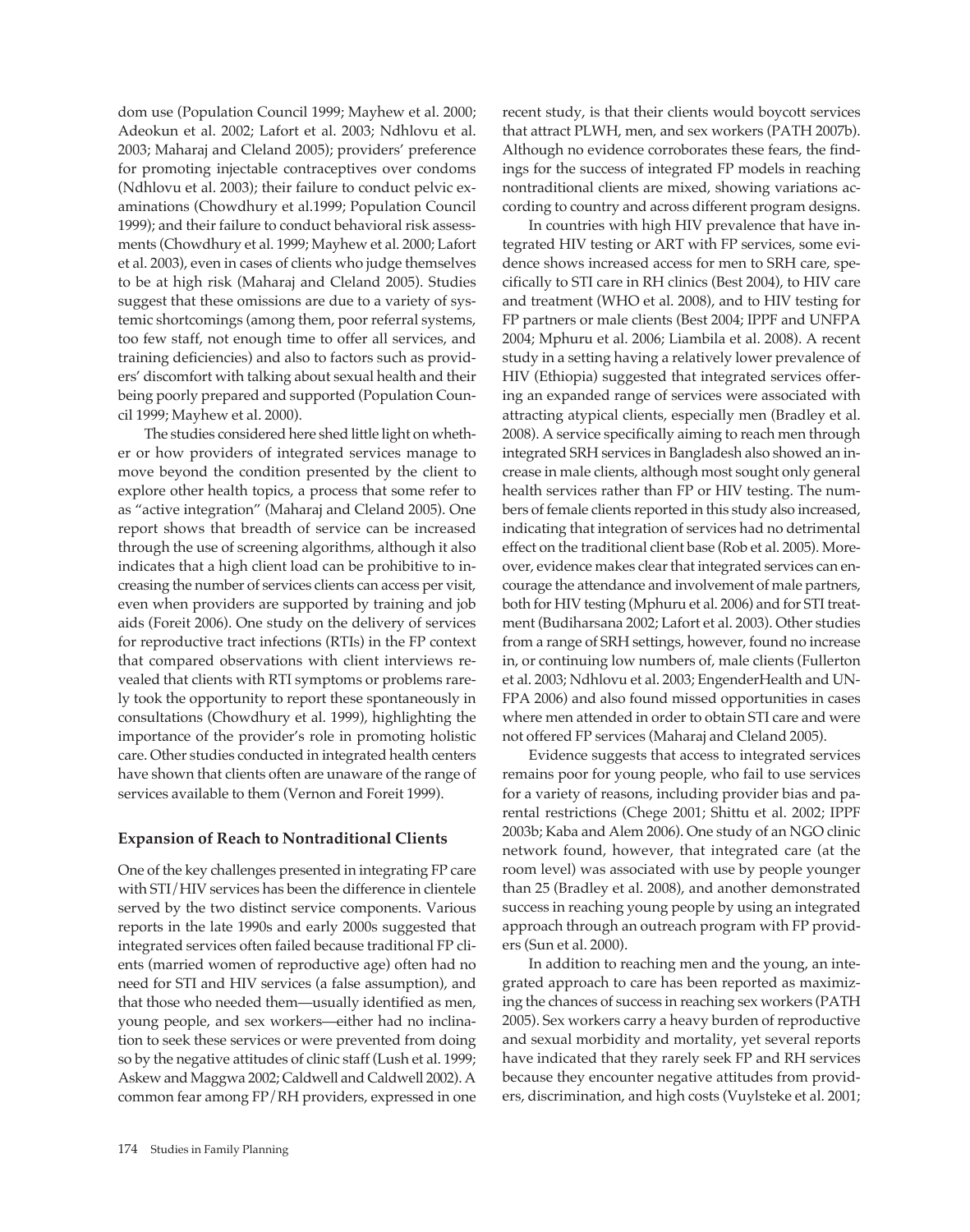dom use (Population Council 1999; Mayhew et al. 2000; Adeokun et al. 2002; Lafort et al. 2003; Ndhlovu et al. 2003; Maharaj and Cleland 2005); providers' preference for promoting injectable contraceptives over condoms (Ndhlovu et al. 2003); their failure to conduct pelvic examinations (Chowdhury et al.1999; Population Council 1999); and their failure to conduct behavioral risk assessments (Chowdhury et al. 1999; Mayhew et al. 2000; Lafort et al. 2003), even in cases of clients who judge themselves to be at high risk (Maharaj and Cleland 2005). Studies suggest that these omissions are due to a variety of systemic shortcomings (among them, poor referral systems, too few staff, not enough time to offer all services, and training deficiencies) and also to factors such as providers' discomfort with talking about sexual health and their being poorly prepared and supported (Population Council 1999; Mayhew et al. 2000).

The studies considered here shed little light on whether or how providers of integrated services manage to move beyond the condition presented by the client to explore other health topics, a process that some refer to as "active integration" (Maharaj and Cleland 2005). One report shows that breadth of service can be increased through the use of screening algorithms, although it also indicates that a high client load can be prohibitive to increasing the number of services clients can access per visit, even when providers are supported by training and job aids (Foreit 2006). One study on the delivery of services for reproductive tract infections (RTIs) in the FP context that compared observations with client interviews revealed that clients with RTI symptoms or problems rarely took the opportunity to report these spontaneously in consultations (Chowdhury et al. 1999), highlighting the importance of the provider's role in promoting holistic care. Other studies conducted in integrated health centers have shown that clients often are unaware of the range of services available to them (Vernon and Foreit 1999).

## Expansion of Reach to Nontraditional Clients

One of the key challenges presented in integrating FP care with STI/HIV services has been the difference in clientele served by the two distinct service components. Various reports in the late 1990s and early 2000s suggested that integrated services often failed because traditional FP clients (married women of reproductive age) often had no need for STI and HIV services (a false assumption), and that those who needed them—usually identified as men, young people, and sex workers—either had no inclination to seek these services or were prevented from doing so by the negative attitudes of clinic staff (Lush et al. 1999; Askew and Maggwa 2002; Caldwell and Caldwell 2002). A common fear among FP/RH providers, expressed in one recent study, is that their clients would boycott services that attract PLWH, men, and sex workers (PATH 2007b). Although no evidence corroborates these fears, the findings for the success of integrated FP models in reaching nontraditional clients are mixed, showing variations according to country and across different program designs.

In countries with high HIV prevalence that have integrated HIV testing or ART with FP services, some evidence shows increased access for men to SRH care, specifically to STI care in RH clinics (Best 2004), to HIV care and treatment (WHO et al. 2008), and to HIV testing for FP partners or male clients (Best 2004; IPPF and UNFPA 2004; Mphuru et al. 2006; Liambila et al. 2008). A recent study in a setting having a relatively lower prevalence of HIV (Ethiopia) suggested that integrated services offering an expanded range of services were associated with attracting atypical clients, especially men (Bradley et al. 2008). A service specifically aiming to reach men through integrated SRH services in Bangladesh also showed an increase in male clients, although most sought only general health services rather than FP or HIV testing. The numbers of female clients reported in this study also increased, indicating that integration of services had no detrimental effect on the traditional client base (Rob et al. 2005). Moreover, evidence makes clear that integrated services can encourage the attendance and involvement of male partners, both for HIV testing (Mphuru et al. 2006) and for STI treatment (Budiharsana 2002; Lafort et al. 2003). Other studies from a range of SRH settings, however, found no increase in, or continuing low numbers of, male clients (Fullerton et al. 2003; Ndhlovu et al. 2003; EngenderHealth and UNFPA 2006) and also found missed opportunities in cases where men attended in order to obtain STI care and were not offered FP services (Maharaj and Cleland 2005).

Evidence suggests that access to integrated services remains poor for young people, who fail to use services for a variety of reasons, including provider bias and parental restrictions (Chege 2001; Shittu et al. 2002; IPPF 2003b; Kaba and Alem 2006). One study of an NGO clinic network found, however, that integrated care (at the room level) was associated with use by people younger than 25 (Bradley et al. 2008), and another demonstrated success in reaching young people by using an integrated approach through an outreach program with FP providers (Sun et al. 2000).

In addition to reaching men and the young, an integrated approach to care has been reported as maximizing the chances of success in reaching sex workers (PATH 2005). Sex workers carry a heavy burden of reproductive and sexual morbidity and mortality, yet several reports have indicated that they rarely seek FP and RH services because they encounter negative attitudes from providers, discrimination, and high costs (Vuylsteke et al. 2001;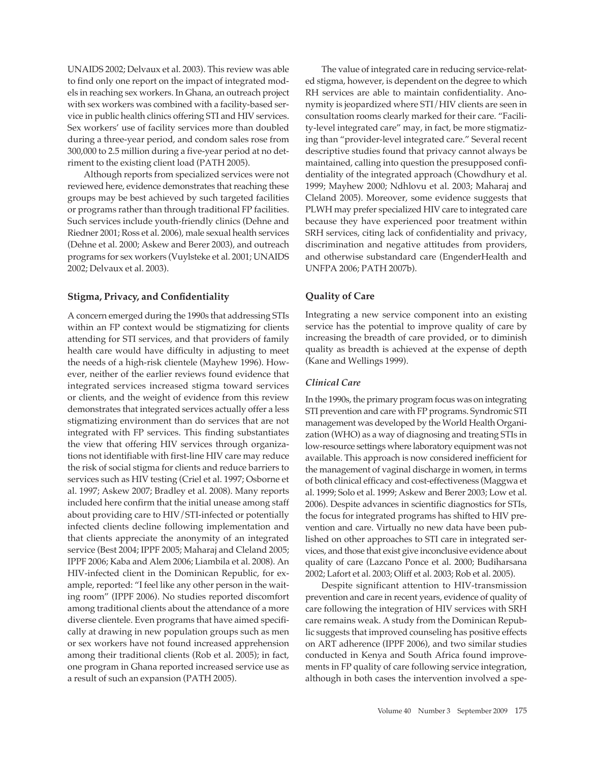UNAIDS 2002; Delvaux et al. 2003). This review was able to find only one report on the impact of integrated models in reaching sex workers. In Ghana, an outreach project with sex workers was combined with a facility-based service in public health clinics offering STI and HIV services. Sex workers' use of facility services more than doubled during a three-year period, and condom sales rose from 300,000 to 2.5 million during a five-year period at no detriment to the existing client load (PATH 2005).

Although reports from specialized services were not reviewed here, evidence demonstrates that reaching these groups may be best achieved by such targeted facilities or programs rather than through traditional FP facilities. Such services include youth-friendly clinics (Dehne and Riedner 2001; Ross et al. 2006), male sexual health services (Dehne et al. 2000; Askew and Berer 2003), and outreach programs for sex workers (Vuylsteke et al. 2001; UNAIDS 2002; Delvaux et al. 2003).

## Stigma, Privacy, and Confidentiality

A concern emerged during the 1990s that addressing STIs within an FP context would be stigmatizing for clients attending for STI services, and that providers of family health care would have difficulty in adjusting to meet the needs of a high-risk clientele (Mayhew 1996). However, neither of the earlier reviews found evidence that integrated services increased stigma toward services or clients, and the weight of evidence from this review demonstrates that integrated services actually offer a less stigmatizing environment than do services that are not integrated with FP services. This finding substantiates the view that offering HIV services through organizations not identifiable with first-line HIV care may reduce the risk of social stigma for clients and reduce barriers to services such as HIV testing (Criel et al. 1997; Osborne et al. 1997; Askew 2007; Bradley et al. 2008). Many reports included here confirm that the initial unease among staff about providing care to HIV/STI-infected or potentially infected clients decline following implementation and that clients appreciate the anonymity of an integrated service (Best 2004; IPPF 2005; Maharaj and Cleland 2005; IPPF 2006; Kaba and Alem 2006; Liambila et al. 2008). An HIV-infected client in the Dominican Republic, for example, reported: "I feel like any other person in the waiting room" (IPPF 2006). No studies reported discomfort among traditional clients about the attendance of a more diverse clientele. Even programs that have aimed specifically at drawing in new population groups such as men or sex workers have not found increased apprehension among their traditional clients (Rob et al. 2005); in fact, one program in Ghana reported increased service use as a result of such an expansion (PATH 2005).

The value of integrated care in reducing service-related stigma, however, is dependent on the degree to which RH services are able to maintain confidentiality. Anonymity is jeopardized where STI/HIV clients are seen in consultation rooms clearly marked for their care. "Facility-level integrated care" may, in fact, be more stigmatizing than "provider-level integrated care." Several recent descriptive studies found that privacy cannot always be maintained, calling into question the presupposed confidentiality of the integrated approach (Chowdhury et al. 1999; Mayhew 2000; Ndhlovu et al. 2003; Maharaj and Cleland 2005). Moreover, some evidence suggests that PLWH may prefer specialized HIV care to integrated care because they have experienced poor treatment within SRH services, citing lack of confidentiality and privacy, discrimination and negative attitudes from providers, and otherwise substandard care (EngenderHealth and UNFPA 2006; PATH 2007b).

## Quality of Care

Integrating a new service component into an existing service has the potential to improve quality of care by increasing the breadth of care provided, or to diminish quality as breadth is achieved at the expense of depth (Kane and Wellings 1999).

### *Clinical Care*

In the 1990s, the primary program focus was on integrating STI prevention and care with FP programs. Syndromic STI management was developed by the World Health Organization (WHO) as a way of diagnosing and treating STIs in low-resource settings where laboratory equipment was not available. This approach is now considered inefficient for the management of vaginal discharge in women, in terms of both clinical efficacy and cost-effectiveness (Maggwa et al. 1999; Solo et al. 1999; Askew and Berer 2003; Low et al. 2006). Despite advances in scientific diagnostics for STIs, the focus for integrated programs has shifted to HIV prevention and care. Virtually no new data have been published on other approaches to STI care in integrated services, and those that exist give inconclusive evidence about quality of care (Lazcano Ponce et al. 2000; Budiharsana 2002; Lafort et al. 2003; Oliff et al. 2003; Rob et al. 2005).

Despite significant attention to HIV-transmission prevention and care in recent years, evidence of quality of care following the integration of HIV services with SRH care remains weak. A study from the Dominican Republic suggests that improved counseling has positive effects on ART adherence (IPPF 2006), and two similar studies conducted in Kenya and South Africa found improvements in FP quality of care following service integration, although in both cases the intervention involved a spe-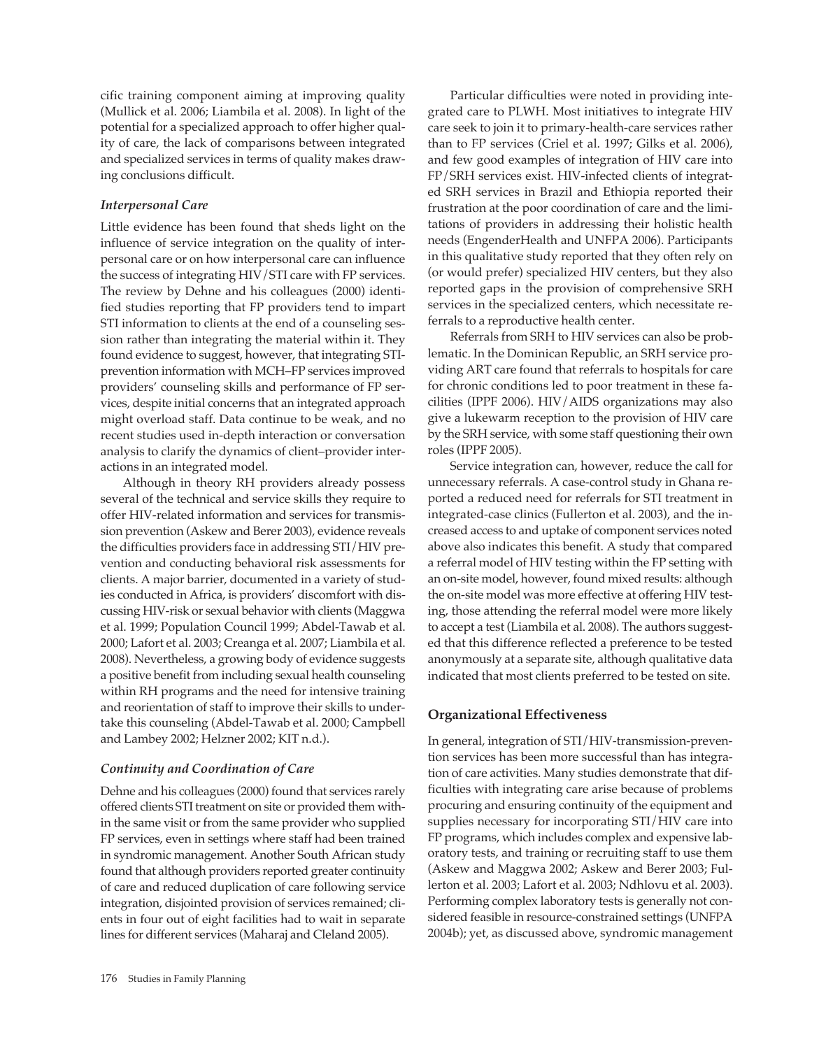cific training component aiming at improving quality (Mullick et al. 2006; Liambila et al. 2008). In light of the potential for a specialized approach to offer higher quality of care, the lack of comparisons between integrated and specialized services in terms of quality makes drawing conclusions difficult.

### *Interpersonal Care*

Little evidence has been found that sheds light on the influence of service integration on the quality of interpersonal care or on how interpersonal care can influence the success of integrating HIV/STI care with FP services. The review by Dehne and his colleagues (2000) identified studies reporting that FP providers tend to impart STI information to clients at the end of a counseling session rather than integrating the material within it. They found evidence to suggest, however, that integrating STI-prevention information with MCH–FP services improved providers' counseling skills and performance of FP services, despite initial concerns that an integrated approach might overload staff. Data continue to be weak, and no recent studies used in-depth interaction or conversation analysis to clarify the dynamics of client–provider interactions in an integrated model.

Although in theory RH providers already possess several of the technical and service skills they require to offer HIV-related information and services for transmission prevention (Askew and Berer 2003), evidence reveals the difficulties providers face in addressing STI/HIV prevention and conducting behavioral risk assessments for clients. A major barrier, documented in a variety of studies conducted in Africa, is providers' discomfort with discussing HIV-risk or sexual behavior with clients (Maggwa et al. 1999; Population Council 1999; Abdel-Tawab et al. 2000; Lafort et al. 2003; Creanga et al. 2007; Liambila et al. 2008). Nevertheless, a growing body of evidence suggests a positive benefit from including sexual health counseling within RH programs and the need for intensive training and reorientation of staff to improve their skills to undertake this counseling (Abdel-Tawab et al. 2000; Campbell and Lambey 2002; Helzner 2002; KIT n.d.).

### *Continuity and Coordination of Care*

Dehne and his colleagues (2000) found that services rarely offered clients STI treatment on site or provided them within the same visit or from the same provider who supplied FP services, even in settings where staff had been trained in syndromic management. Another South African study found that although providers reported greater continuity of care and reduced duplication of care following service integration, disjointed provision of services remained; clients in four out of eight facilities had to wait in separate lines for different services (Maharaj and Cleland 2005).

Particular difficulties were noted in providing integrated care to PLWH. Most initiatives to integrate HIV care seek to join it to primary-health-care services rather than to FP services (Criel et al. 1997; Gilks et al. 2006), and few good examples of integration of HIV care into FP/SRH services exist. HIV-infected clients of integrated SRH services in Brazil and Ethiopia reported their frustration at the poor coordination of care and the limitations of providers in addressing their holistic health needs (EngenderHealth and UNFPA 2006). Participants in this qualitative study reported that they often rely on (or would prefer) specialized HIV centers, but they also reported gaps in the provision of comprehensive SRH services in the specialized centers, which necessitate referrals to a reproductive health center.

Referrals from SRH to HIV services can also be problematic. In the Dominican Republic, an SRH service providing ART care found that referrals to hospitals for care for chronic conditions led to poor treatment in these facilities (IPPF 2006). HIV/AIDS organizations may also give a lukewarm reception to the provision of HIV care by the SRH service, with some staff questioning their own roles (IPPF 2005).

Service integration can, however, reduce the call for unnecessary referrals. A case-control study in Ghana reported a reduced need for referrals for STI treatment in integrated-case clinics (Fullerton et al. 2003), and the increased access to and uptake of component services noted above also indicates this benefit. A study that compared a referral model of HIV testing within the FP setting with an on-site model, however, found mixed results: although the on-site model was more effective at offering HIV testing, those attending the referral model were more likely to accept a test (Liambila et al. 2008). The authors suggested that this difference reflected a preference to be tested anonymously at a separate site, although qualitative data indicated that most clients preferred to be tested on site.

## Organizational Effectiveness

In general, integration of STI/HIV-transmission-prevention services has been more successful than has integration of care activities. Many studies demonstrate that difficulties with integrating care arise because of problems procuring and ensuring continuity of the equipment and supplies necessary for incorporating STI/HIV care into FP programs, which includes complex and expensive laboratory tests, and training or recruiting staff to use them (Askew and Maggwa 2002; Askew and Berer 2003; Fullerton et al. 2003; Lafort et al. 2003; Ndhlovu et al. 2003). Performing complex laboratory tests is generally not considered feasible in resource-constrained settings (UNFPA 2004b); yet, as discussed above, syndromic management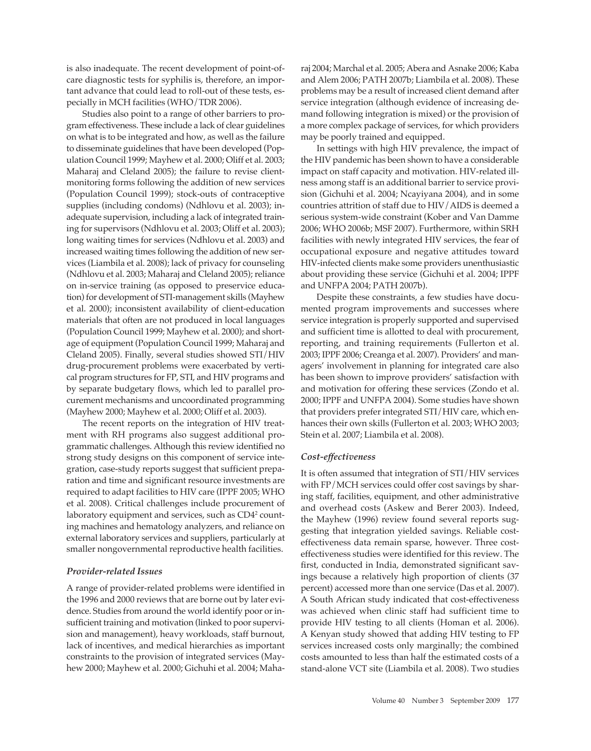is also inadequate. The recent development of point-of-care diagnostic tests for syphilis is, therefore, an important advance that could lead to roll-out of these tests, especially in MCH facilities (WHO/TDR 2006).

Studies also point to a range of other barriers to program effectiveness. These include a lack of clear guidelines on what is to be integrated and how, as well as the failure to disseminate guidelines that have been developed (Population Council 1999; Mayhew et al. 2000; Oliff et al. 2003; Maharaj and Cleland 2005); the failure to revise client-monitoring forms following the addition of new services (Population Council 1999); stock-outs of contraceptive supplies (including condoms) (Ndhlovu et al. 2003); inadequate supervision, including a lack of integrated training for supervisors (Ndhlovu et al. 2003; Oliff et al. 2003); long waiting times for services (Ndhlovu et al. 2003) and increased waiting times following the addition of new services (Liambila et al. 2008); lack of privacy for counseling (Ndhlovu et al. 2003; Maharaj and Cleland 2005); reliance on in-service training (as opposed to preservice education) for development of STI-management skills (Mayhew et al. 2000); inconsistent availability of client-education materials that often are not produced in local languages (Population Council 1999; Mayhew et al. 2000); and shortage of equipment (Population Council 1999; Maharaj and Cleland 2005). Finally, several studies showed STI/HIV drug-procurement problems were exacerbated by vertical program structures for FP, STI, and HIV programs and by separate budgetary flows, which led to parallel procurement mechanisms and uncoordinated programming (Mayhew 2000; Mayhew et al. 2000; Oliff et al. 2003).

The recent reports on the integration of HIV treatment with RH programs also suggest additional programmatic challenges. Although this review identified no strong study designs on this component of service integration, case-study reports suggest that sufficient preparation and time and significant resource investments are required to adapt facilities to HIV care (IPPF 2005; WHO et al. 2008). Critical challenges include procurement of laboratory equipment and services, such as CD4[2] counting machines and hematology analyzers, and reliance on external laboratory services and suppliers, particularly at smaller nongovernmental reproductive health facilities.

### *Provider-related Issues*

A range of provider-related problems were identified in the 1996 and 2000 reviews that are borne out by later evidence. Studies from around the world identify poor or insufficient training and motivation (linked to poor supervision and management), heavy workloads, staff burnout, lack of incentives, and medical hierarchies as important constraints to the provision of integrated services (Mayhew 2000; Mayhew et al. 2000; Gichuhi et al. 2004; Maharaj 2004; Marchal et al. 2005; Abera and Asnake 2006; Kaba and Alem 2006; PATH 2007b; Liambila et al. 2008). These problems may be a result of increased client demand after service integration (although evidence of increasing demand following integration is mixed) or the provision of a more complex package of services, for which providers may be poorly trained and equipped.

In settings with high HIV prevalence, the impact of the HIV pandemic has been shown to have a considerable impact on staff capacity and motivation. HIV-related illness among staff is an additional barrier to service provision (Gichuhi et al. 2004; Ncayiyana 2004), and in some countries attrition of staff due to HIV/AIDS is deemed a serious system-wide constraint (Kober and Van Damme 2006; WHO 2006b; MSF 2007). Furthermore, within SRH facilities with newly integrated HIV services, the fear of occupational exposure and negative attitudes toward HIV-infected clients make some providers unenthusiastic about providing these service (Gichuhi et al. 2004; IPPF and UNFPA 2004; PATH 2007b).

Despite these constraints, a few studies have documented program improvements and successes where service integration is properly supported and supervised and sufficient time is allotted to deal with procurement, reporting, and training requirements (Fullerton et al. 2003; IPPF 2006; Creanga et al. 2007). Providers' and managers' involvement in planning for integrated care also has been shown to improve providers' satisfaction with and motivation for offering these services (Zondo et al. 2000; IPPF and UNFPA 2004). Some studies have shown that providers prefer integrated STI/HIV care, which enhances their own skills (Fullerton et al. 2003; WHO 2003; Stein et al. 2007; Liambila et al. 2008).

### *Cost-effectiveness*

It is often assumed that integration of STI/HIV services with FP/MCH services could offer cost savings by sharing staff, facilities, equipment, and other administrative and overhead costs (Askew and Berer 2003). Indeed, the Mayhew (1996) review found several reports suggesting that integration yielded savings. Reliable cost-effectiveness data remain sparse, however. Three cost-effectiveness studies were identified for this review. The first, conducted in India, demonstrated significant savings because a relatively high proportion of clients (37 percent) accessed more than one service (Das et al. 2007). A South African study indicated that cost-effectiveness was achieved when clinic staff had sufficient time to provide HIV testing to all clients (Homan et al. 2006). A Kenyan study showed that adding HIV testing to FP services increased costs only marginally; the combined costs amounted to less than half the estimated costs of a stand-alone VCT site (Liambila et al. 2008). Two studies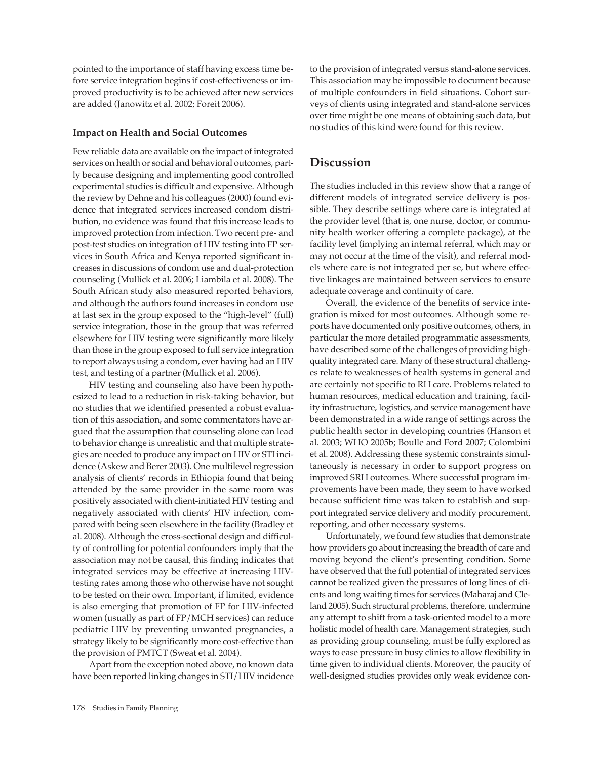pointed to the importance of staff having excess time before service integration begins if cost-effectiveness or improved productivity is to be achieved after new services are added (Janowitz et al. 2002; Foreit 2006).

### Impact on Health and Social Outcomes

Few reliable data are available on the impact of integrated services on health or social and behavioral outcomes, partly because designing and implementing good controlled experimental studies is difficult and expensive. Although the review by Dehne and his colleagues (2000) found evidence that integrated services increased condom distribution, no evidence was found that this increase leads to improved protection from infection. Two recent pre- and post-test studies on integration of HIV testing into FP services in South Africa and Kenya reported significant increases in discussions of condom use and dual-protection counseling (Mullick et al. 2006; Liambila et al. 2008). The South African study also measured reported behaviors, and although the authors found increases in condom use at last sex in the group exposed to the "high-level" (full) service integration, those in the group that was referred elsewhere for HIV testing were significantly more likely than those in the group exposed to full service integration to report always using a condom, ever having had an HIV test, and testing of a partner (Mullick et al. 2006).

HIV testing and counseling also have been hypothesized to lead to a reduction in risk-taking behavior, but no studies that we identified presented a robust evaluation of this association, and some commentators have argued that the assumption that counseling alone can lead to behavior change is unrealistic and that multiple strategies are needed to produce any impact on HIV or STI incidence (Askew and Berer 2003). One multilevel regression analysis of clients' records in Ethiopia found that being attended by the same provider in the same room was positively associated with client-initiated HIV testing and negatively associated with clients' HIV infection, compared with being seen elsewhere in the facility (Bradley et al. 2008). Although the cross-sectional design and difficulty of controlling for potential confounders imply that the association may not be causal, this finding indicates that integrated services may be effective at increasing HIV-testing rates among those who otherwise have not sought to be tested on their own. Important, if limited, evidence is also emerging that promotion of FP for HIV-infected women (usually as part of FP/MCH services) can reduce pediatric HIV by preventing unwanted pregnancies, a strategy likely to be significantly more cost-effective than the provision of PMTCT (Sweat et al. 2004).

Apart from the exception noted above, no known data have been reported linking changes in STI/HIV incidence to the provision of integrated versus stand-alone services. This association may be impossible to document because of multiple confounders in field situations. Cohort surveys of clients using integrated and stand-alone services over time might be one means of obtaining such data, but no studies of this kind were found for this review.

## Discussion

The studies included in this review show that a range of different models of integrated service delivery is possible. They describe settings where care is integrated at the provider level (that is, one nurse, doctor, or community health worker offering a complete package), at the facility level (implying an internal referral, which may or may not occur at the time of the visit), and referral models where care is not integrated per se, but where effective linkages are maintained between services to ensure adequate coverage and continuity of care.

Overall, the evidence of the benefits of service integration is mixed for most outcomes. Although some reports have documented only positive outcomes, others, in particular the more detailed programmatic assessments, have described some of the challenges of providing high-quality integrated care. Many of these structural challenges relate to weaknesses of health systems in general and are certainly not specific to RH care. Problems related to human resources, medical education and training, facility infrastructure, logistics, and service management have been demonstrated in a wide range of settings across the public health sector in developing countries (Hanson et al. 2003; WHO 2005b; Boulle and Ford 2007; Colombini et al. 2008). Addressing these systemic constraints simultaneously is necessary in order to support progress on improved SRH outcomes. Where successful program improvements have been made, they seem to have worked because sufficient time was taken to establish and support integrated service delivery and modify procurement, reporting, and other necessary systems.

Unfortunately, we found few studies that demonstrate how providers go about increasing the breadth of care and moving beyond the client's presenting condition. Some have observed that the full potential of integrated services cannot be realized given the pressures of long lines of clients and long waiting times for services (Maharaj and Cleland 2005). Such structural problems, therefore, undermine any attempt to shift from a task-oriented model to a more holistic model of health care. Management strategies, such as providing group counseling, must be fully explored as ways to ease pressure in busy clinics to allow flexibility in time given to individual clients. Moreover, the paucity of well-designed studies provides only weak evidence con-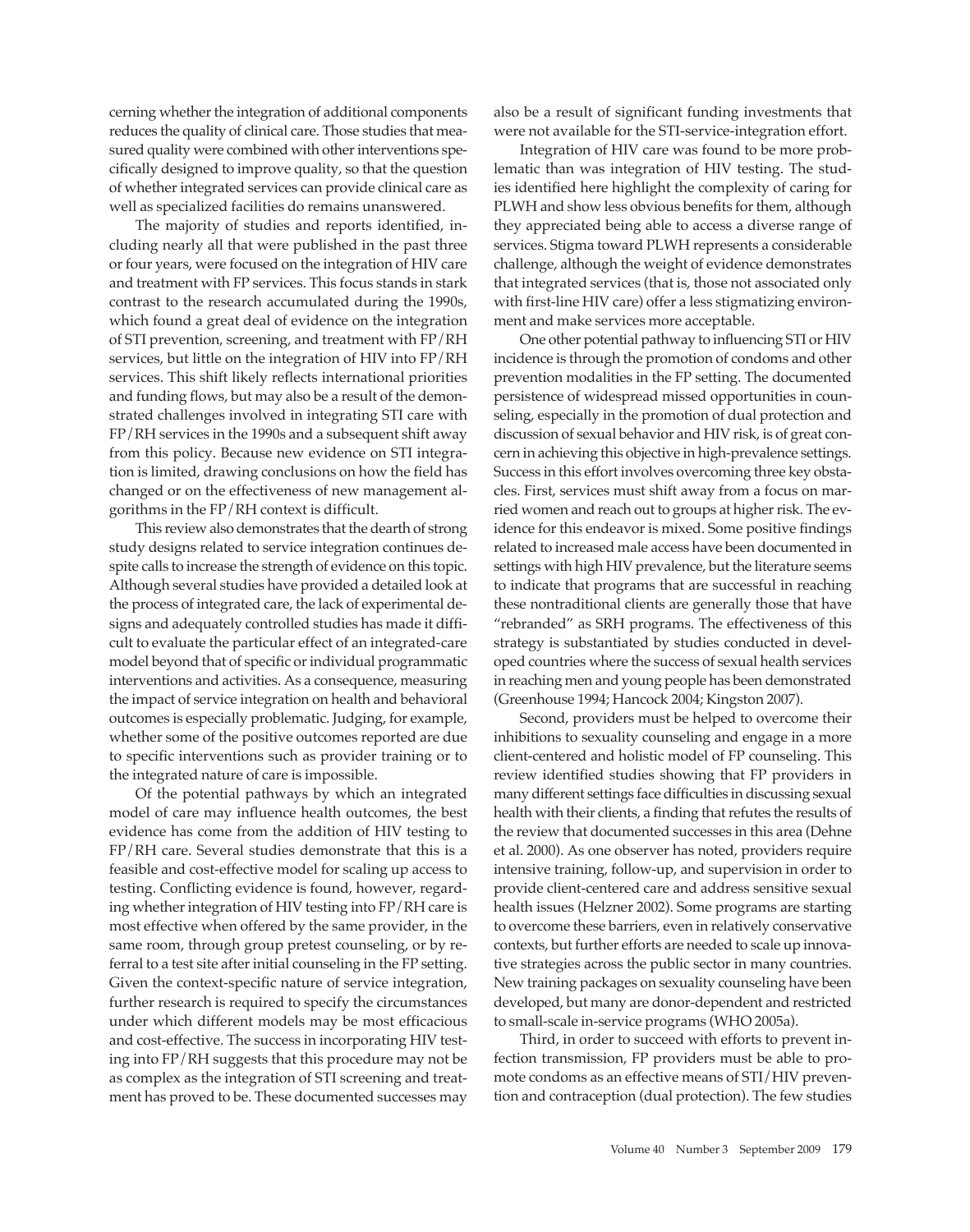cerning whether the integration of additional components reduces the quality of clinical care. Those studies that measured quality were combined with other interventions specifically designed to improve quality, so that the question of whether integrated services can provide clinical care as well as specialized facilities do remains unanswered.

The majority of studies and reports identified, including nearly all that were published in the past three or four years, were focused on the integration of HIV care and treatment with FP services. This focus stands in stark contrast to the research accumulated during the 1990s, which found a great deal of evidence on the integration of STI prevention, screening, and treatment with FP/RH services, but little on the integration of HIV into FP/RH services. This shift likely reflects international priorities and funding flows, but may also be a result of the demonstrated challenges involved in integrating STI care with FP/RH services in the 1990s and a subsequent shift away from this policy. Because new evidence on STI integration is limited, drawing conclusions on how the field has changed or on the effectiveness of new management algorithms in the FP/RH context is difficult.

This review also demonstrates that the dearth of strong study designs related to service integration continues despite calls to increase the strength of evidence on this topic. Although several studies have provided a detailed look at the process of integrated care, the lack of experimental designs and adequately controlled studies has made it difficult to evaluate the particular effect of an integrated-care model beyond that of specific or individual programmatic interventions and activities. As a consequence, measuring the impact of service integration on health and behavioral outcomes is especially problematic. Judging, for example, whether some of the positive outcomes reported are due to specific interventions such as provider training or to the integrated nature of care is impossible.

Of the potential pathways by which an integrated model of care may influence health outcomes, the best evidence has come from the addition of HIV testing to FP/RH care. Several studies demonstrate that this is a feasible and cost-effective model for scaling up access to testing. Conflicting evidence is found, however, regarding whether integration of HIV testing into FP/RH care is most effective when offered by the same provider, in the same room, through group pretest counseling, or by referral to a test site after initial counseling in the FP setting. Given the context-specific nature of service integration, further research is required to specify the circumstances under which different models may be most efficacious and cost-effective. The success in incorporating HIV testing into FP/RH suggests that this procedure may not be as complex as the integration of STI screening and treatment has proved to be. These documented successes may also be a result of significant funding investments that were not available for the STI-service-integration effort.

Integration of HIV care was found to be more problematic than was integration of HIV testing. The studies identified here highlight the complexity of caring for PLWH and show less obvious benefits for them, although they appreciated being able to access a diverse range of services. Stigma toward PLWH represents a considerable challenge, although the weight of evidence demonstrates that integrated services (that is, those not associated only with first-line HIV care) offer a less stigmatizing environment and make services more acceptable.

One other potential pathway to influencing STI or HIV incidence is through the promotion of condoms and other prevention modalities in the FP setting. The documented persistence of widespread missed opportunities in counseling, especially in the promotion of dual protection and discussion of sexual behavior and HIV risk, is of great concern in achieving this objective in high-prevalence settings. Success in this effort involves overcoming three key obstacles. First, services must shift away from a focus on married women and reach out to groups at higher risk. The evidence for this endeavor is mixed. Some positive findings related to increased male access have been documented in settings with high HIV prevalence, but the literature seems to indicate that programs that are successful in reaching these nontraditional clients are generally those that have "rebranded" as SRH programs. The effectiveness of this strategy is substantiated by studies conducted in developed countries where the success of sexual health services in reaching men and young people has been demonstrated (Greenhouse 1994; Hancock 2004; Kingston 2007).

Second, providers must be helped to overcome their inhibitions to sexuality counseling and engage in a more client-centered and holistic model of FP counseling. This review identified studies showing that FP providers in many different settings face difficulties in discussing sexual health with their clients, a finding that refutes the results of the review that documented successes in this area (Dehne et al. 2000). As one observer has noted, providers require intensive training, follow-up, and supervision in order to provide client-centered care and address sensitive sexual health issues (Helzner 2002). Some programs are starting to overcome these barriers, even in relatively conservative contexts, but further efforts are needed to scale up innovative strategies across the public sector in many countries. New training packages on sexuality counseling have been developed, but many are donor-dependent and restricted to small-scale in-service programs (WHO 2005a).

Third, in order to succeed with efforts to prevent infection transmission, FP providers must be able to promote condoms as an effective means of STI/HIV prevention and contraception (dual protection). The few studies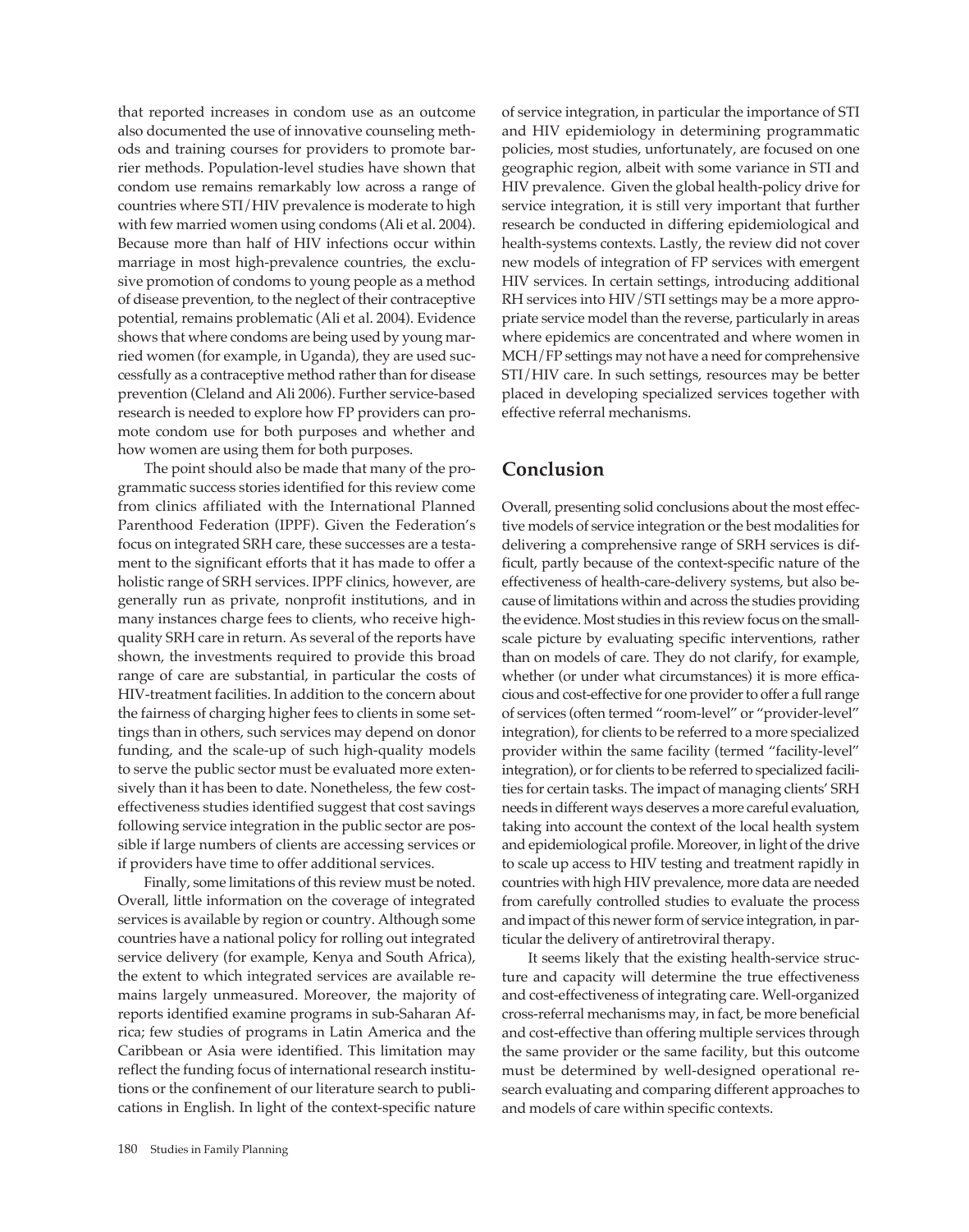that reported increases in condom use as an outcome also documented the use of innovative counseling methods and training courses for providers to promote barrier methods. Population-level studies have shown that condom use remains remarkably low across a range of countries where STI/HIV prevalence is moderate to high with few married women using condoms (Ali et al. 2004). Because more than half of HIV infections occur within marriage in most high-prevalence countries, the exclusive promotion of condoms to young people as a method of disease prevention, to the neglect of their contraceptive potential, remains problematic (Ali et al. 2004). Evidence shows that where condoms are being used by young married women (for example, in Uganda), they are used successfully as a contraceptive method rather than for disease prevention (Cleland and Ali 2006). Further service-based research is needed to explore how FP providers can promote condom use for both purposes and whether and how women are using them for both purposes.

The point should also be made that many of the programmatic success stories identified for this review come from clinics affiliated with the International Planned Parenthood Federation (IPPF). Given the Federation's focus on integrated SRH care, these successes are a testament to the significant efforts that it has made to offer a holistic range of SRH services. IPPF clinics, however, are generally run as private, nonprofit institutions, and in many instances charge fees to clients, who receive high-quality SRH care in return. As several of the reports have shown, the investments required to provide this broad range of care are substantial, in particular the costs of HIV-treatment facilities. In addition to the concern about the fairness of charging higher fees to clients in some settings than in others, such services may depend on donor funding, and the scale-up of such high-quality models to serve the public sector must be evaluated more extensively than it has been to date. Nonetheless, the few cost-effectiveness studies identified suggest that cost savings following service integration in the public sector are possible if large numbers of clients are accessing services or if providers have time to offer additional services.

Finally, some limitations of this review must be noted. Overall, little information on the coverage of integrated services is available by region or country. Although some countries have a national policy for rolling out integrated service delivery (for example, Kenya and South Africa), the extent to which integrated services are available remains largely unmeasured. Moreover, the majority of reports identified examine programs in sub-Saharan Africa; few studies of programs in Latin America and the Caribbean or Asia were identified. This limitation may reflect the funding focus of international research institutions or the confinement of our literature search to publications in English. In light of the context-specific nature of service integration, in particular the importance of STI and HIV epidemiology in determining programmatic policies, most studies, unfortunately, are focused on one geographic region, albeit with some variance in STI and HIV prevalence. Given the global health-policy drive for service integration, it is still very important that further research be conducted in differing epidemiological and health-systems contexts. Lastly, the review did not cover new models of integration of FP services with emergent HIV services. In certain settings, introducing additional RH services into HIV/STI settings may be a more appropriate service model than the reverse, particularly in areas where epidemics are concentrated and where women in MCH/FP settings may not have a need for comprehensive STI/HIV care. In such settings, resources may be better placed in developing specialized services together with effective referral mechanisms.

## Conclusion

Overall, presenting solid conclusions about the most effective models of service integration or the best modalities for delivering a comprehensive range of SRH services is difficult, partly because of the context-specific nature of the effectiveness of health-care-delivery systems, but also because of limitations within and across the studies providing the evidence. Most studies in this review focus on the small-scale picture by evaluating specific interventions, rather than on models of care. They do not clarify, for example, whether (or under what circumstances) it is more efficacious and cost-effective for one provider to offer a full range of services (often termed "room-level" or "provider-level" integration), for clients to be referred to a more specialized provider within the same facility (termed "facility-level" integration), or for clients to be referred to specialized facilities for certain tasks. The impact of managing clients' SRH needs in different ways deserves a more careful evaluation, taking into account the context of the local health system and epidemiological profile. Moreover, in light of the drive to scale up access to HIV testing and treatment rapidly in countries with high HIV prevalence, more data are needed from carefully controlled studies to evaluate the process and impact of this newer form of service integration, in particular the delivery of antiretroviral therapy.

It seems likely that the existing health-service structure and capacity will determine the true effectiveness and cost-effectiveness of integrating care. Well-organized cross-referral mechanisms may, in fact, be more beneficial and cost-effective than offering multiple services through the same provider or the same facility, but this outcome must be determined by well-designed operational research evaluating and comparing different approaches to and models of care within specific contexts.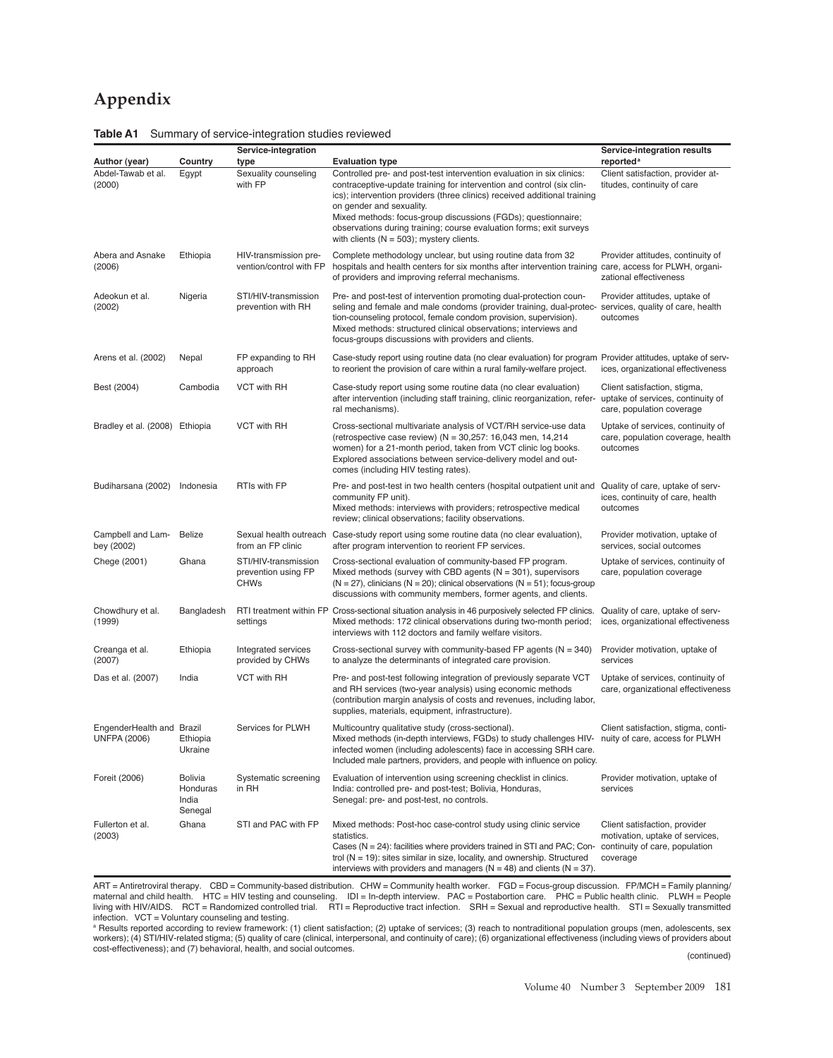# Appendix

**Table A1** Summary of service-integration studies reviewed

| Author (year) | Country | Service-integration type | Evaluation type | Service-integration results reported[a] |
|---|---|---|---|---|
| Abdel-Tawab et al. (2000) | Egypt | Sexuality counseling with FP | Controlled pre- and post-test intervention evaluation in six clinics: contraceptive-update training for intervention and control (six clinics); intervention providers (three clinics) received additional training on gender and sexuality. Mixed methods: focus-group discussions (FGDs); questionnaire; observations during training; course evaluation forms; exit surveys with clients (N = 503); mystery clients. | Client satisfaction, provider attitudes, continuity of care |
| Abera and Asnake (2006) | Ethiopia | HIV-transmission prevention/control with FP | Complete methodology unclear, but using routine data from 32 hospitals and health centers for six months after intervention training of providers and improving referral mechanisms. | Provider attitudes, continuity of care, access for PLWH, organizational effectiveness |
| Adeokun et al. (2002) | Nigeria | STI/HIV-transmission prevention with RH | Pre- and post-test of intervention promoting dual-protection counseling and female and male condoms (provider training, dual-protection-counseling protocol, female condom provision, supervision). Mixed methods: structured clinical observations; interviews and focus-groups discussions with providers and clients. | Provider attitudes, uptake of services, quality of care, health outcomes |
| Arens et al. (2002) | Nepal | FP expanding to RH approach | Case-study report using routine data (no clear evaluation) for program to reorient the provision of care within a rural family-welfare project. | Provider attitudes, uptake of services, organizational effectiveness |
| Best (2004) | Cambodia | VCT with RH | Case-study report using some routine data (no clear evaluation) after intervention (including staff training, clinic reorganization, referral mechanisms). | Client satisfaction, stigma, uptake of services, continuity of care, population coverage |
| Bradley et al. (2008) | Ethiopia | VCT with RH | Cross-sectional multivariate analysis of VCT/RH service-use data (retrospective case review) (N = 30,257: 16,043 men, 14,214 women) for a 21-month period, taken from VCT clinic log books. Explored associations between service-delivery model and outcomes (including HIV testing rates). | Uptake of services, continuity of care, population coverage, health outcomes |
| Budiharsana (2002) | Indonesia | RTIs with FP | Pre- and post-test in two health centers (hospital outpatient unit and community FP unit). Mixed methods: interviews with providers; retrospective medical review; clinical observations; facility observations. | Quality of care, uptake of services, continuity of care, health outcomes |
| Campbell and Lambey (2002) | Belize | Sexual health outreach from an FP clinic | Case-study report using some routine data (no clear evaluation), after program intervention to reorient FP services. | Provider motivation, uptake of services, social outcomes |
| Chege (2001) | Ghana | STI/HIV-transmission prevention using FP CHWs | Cross-sectional evaluation of community-based FP program. Mixed methods (survey with CBD agents (N = 301), supervisors (N = 27), clinicians (N = 20); clinical observations (N = 51); focus-group discussions with community members, former agents, and clients. | Uptake of services, continuity of care, population coverage |
| Chowdhury et al. (1999) | Bangladesh | RTI treatment within FP settings | Cross-sectional situation analysis in 46 purposively selected FP clinics. Mixed methods: 172 clinical observations during two-month period; interviews with 112 doctors and family welfare visitors. | Quality of care, uptake of services, organizational effectiveness |
| Creanga et al. (2007) | Ethiopia | Integrated services provided by CHWs | Cross-sectional survey with community-based FP agents (N = 340) to analyze the determinants of integrated care provision. | Provider motivation, uptake of services |
| Das et al. (2007) | India | VCT with RH | Pre- and post-test following integration of previously separate VCT and RH services (two-year analysis) using economic methods (contribution margin analysis of costs and revenues, including labor, supplies, materials, equipment, infrastructure). | Uptake of services, continuity of care, organizational effectiveness |
| EngenderHealth and UNFPA (2006) | Brazil Ethiopia Ukraine | Services for PLWH | Multicountry qualitative study (cross-sectional). Mixed methods (in-depth interviews, FGDs) to study challenges HIV-infected women (including adolescents) face in accessing SRH care. Included male partners, providers, and people with influence on policy. | Client satisfaction, stigma, continuity of care, access for PLWH |
| Foreit (2006) | Bolivia Honduras India Senegal | Systematic screening in RH | Evaluation of intervention using screening checklist in clinics. India: controlled pre- and post-test; Bolivia, Honduras, Senegal: pre- and post-test, no controls. | Provider motivation, uptake of services |
| Fullerton et al. (2003) | Ghana | STI and PAC with FP | Mixed methods: Post-hoc case-control study using clinic service statistics. Cases (N = 24): facilities where providers trained in STI and PAC; Control (N = 19): sites similar in size, locality, and ownership. Structured interviews with providers and managers (N = 48) and clients (N = 37). | Client satisfaction, provider motivation, uptake of services, continuity of care, population coverage |

ART = Antiretroviral therapy. CBD = Community-based distribution. CHW = Community health worker. FGD = Focus-group discussion. FP/MCH = Family planning/maternal and child health. HTC = HIV testing and counseling. IDI = In-depth interview. PAC = Postabortion care. PHC = Public health clinic. PLWH = People living with HIV/AIDS. RCT = Randomized controlled trial. RTI = Reproductive tract infection. SRH = Sexual and reproductive health. STI = Sexually transmitted infection. VCT = Voluntary counseling and testing.

[a] Results reported according to review framework: (1) client satisfaction; (2) uptake of services; (3) reach to nontraditional population groups (men, adolescents, sex workers); (4) STI/HIV-related stigma; (5) quality of care (clinical, interpersonal, and continuity of care); (6) organizational effectiveness (including views of providers about cost-effectiveness); and (7) behavioral, health, and social outcomes.

(continued)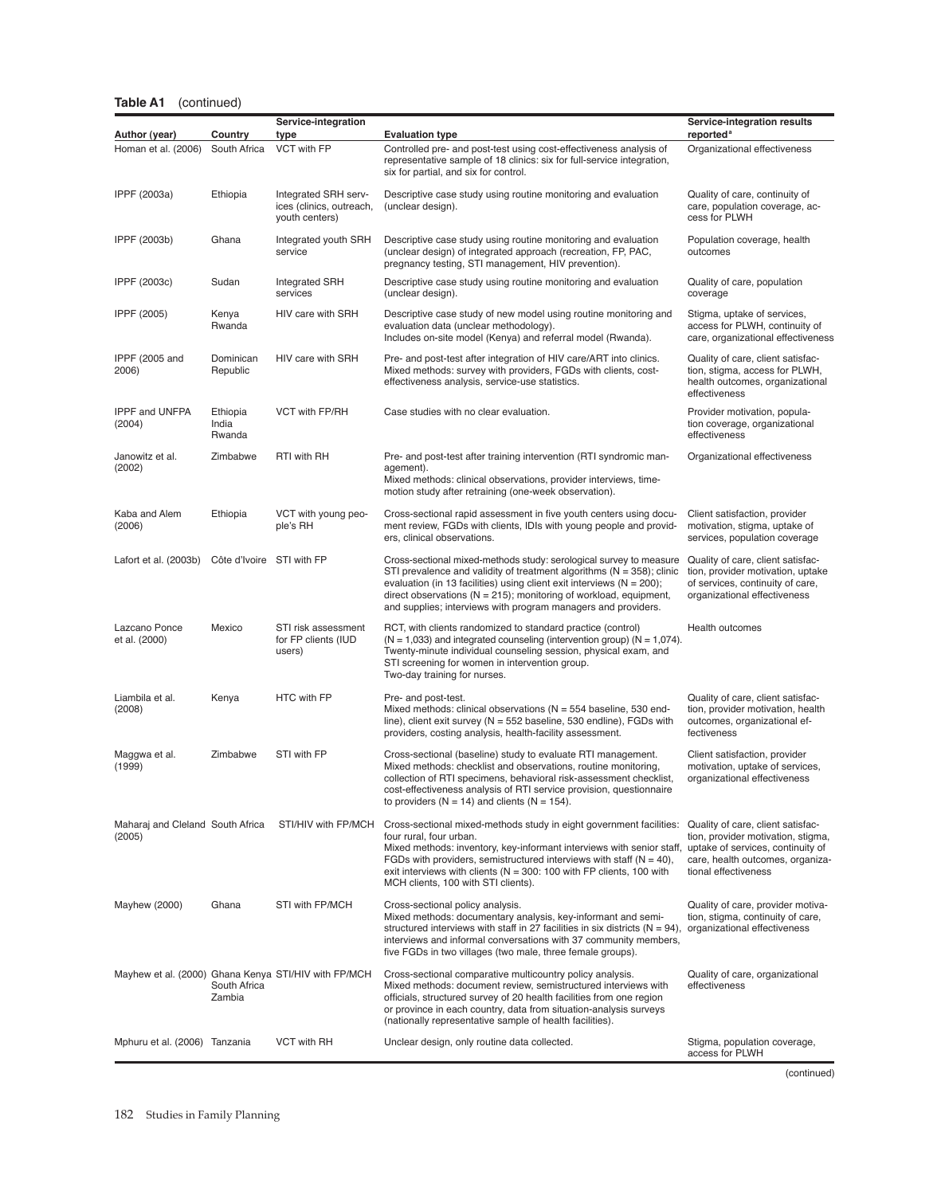**Table A1** (continued)

| Author (year) | Country | Service-integration type | Evaluation type | Service-integration results reported[a] |
|---|---|---|---|---|
| Homan et al. (2006) | South Africa | VCT with FP | Controlled pre- and post-test using cost-effectiveness analysis of representative sample of 18 clinics: six for full-service integration, six for partial, and six for control. | Organizational effectiveness |
| IPPF (2003a) | Ethiopia | Integrated SRH services (clinics, outreach, youth centers) | Descriptive case study using routine monitoring and evaluation (unclear design). | Quality of care, continuity of care, population coverage, access for PLWH |
| IPPF (2003b) | Ghana | Integrated youth SRH service | Descriptive case study using routine monitoring and evaluation (unclear design) of integrated approach (recreation, FP, PAC, pregnancy testing, STI management, HIV prevention). | Population coverage, health outcomes |
| IPPF (2003c) | Sudan | Integrated SRH services | Descriptive case study using routine monitoring and evaluation (unclear design). | Quality of care, population coverage |
| IPPF (2005) | Kenya Rwanda | HIV care with SRH | Descriptive case study of new model using routine monitoring and evaluation data (unclear methodology). Includes on-site model (Kenya) and referral model (Rwanda). | Stigma, uptake of services, access for PLWH, continuity of care, organizational effectiveness |
| IPPF (2005 and 2006) | Dominican Republic | HIV care with SRH | Pre- and post-test after integration of HIV care/ART into clinics. Mixed methods: survey with providers, FGDs with clients, cost-effectiveness analysis, service-use statistics. | Quality of care, client satisfaction, stigma, access for PLWH, health outcomes, organizational effectiveness |
| IPPF and UNFPA (2004) | Ethiopia India Rwanda | VCT with FP/RH | Case studies with no clear evaluation. | Provider motivation, population coverage, organizational effectiveness |
| Janowitz et al. (2002) | Zimbabwe | RTI with RH | Pre- and post-test after training intervention (RTI syndromic management). Mixed methods: clinical observations, provider interviews, time-motion study after retraining (one-week observation). | Organizational effectiveness |
| Kaba and Alem (2006) | Ethiopia | VCT with young people's RH | Cross-sectional rapid assessment in five youth centers using document review, FGDs with clients, IDIs with young people and providers, clinical observations. | Client satisfaction, provider motivation, stigma, uptake of services, population coverage |
| Lafort et al. (2003b) | Côte d'Ivoire | STI with FP | Cross-sectional mixed-methods study: serological survey to measure STI prevalence and validity of treatment algorithms (N = 358); clinic evaluation (in 13 facilities) using client exit interviews (N = 200); direct observations (N = 215); monitoring of workload, equipment, and supplies; interviews with program managers and providers. | Quality of care, client satisfaction, provider motivation, uptake of services, continuity of care, organizational effectiveness |
| Lazcano Ponce et al. (2000) | Mexico | STI risk assessment for FP clients (IUD users) | RCT, with clients randomized to standard practice (control) (N = 1,033) and integrated counseling (intervention group) (N = 1,074). Twenty-minute individual counseling session, physical exam, and STI screening for women in intervention group. Two-day training for nurses. | Health outcomes |
| Liambila et al. (2008) | Kenya | HTC with FP | Pre- and post-test. Mixed methods: clinical observations (N = 554 baseline, 530 endline), client exit survey (N = 552 baseline, 530 endline), FGDs with providers, costing analysis, health-facility assessment. | Quality of care, client satisfaction, provider motivation, health outcomes, organizational effectiveness |
| Maggwa et al. (1999) | Zimbabwe | STI with FP | Cross-sectional (baseline) study to evaluate RTI management. Mixed methods: checklist and observations, routine monitoring, collection of RTI specimens, behavioral risk-assessment checklist, cost-effectiveness analysis of RTI service provision, questionnaire to providers (N = 14) and clients (N = 154). | Client satisfaction, provider motivation, uptake of services, organizational effectiveness |
| Maharaj and Cleland (2005) | South Africa | STI/HIV with FP/MCH | Cross-sectional mixed-methods study in eight government facilities: four rural, four urban. Mixed methods: inventory, key-informant interviews with senior staff, FGDs with providers, semistructured interviews with staff (N = 40), exit interviews with clients (N = 300: 100 with FP clients, 100 with MCH clients, 100 with STI clients). | Quality of care, client satisfaction, provider motivation, stigma, uptake of services, continuity of care, health outcomes, organizational effectiveness |
| Mayhew (2000) | Ghana | STI with FP/MCH | Cross-sectional policy analysis. Mixed methods: documentary analysis, key-informant and semistructured interviews with staff in 27 facilities in six districts (N = 94), interviews and informal conversations with 37 community members, five FGDs in two villages (two male, three female groups). | Quality of care, provider motivation, stigma, continuity of care, organizational effectiveness |
| Mayhew et al. (2000) | Ghana Kenya South Africa Zambia | STI/HIV with FP/MCH | Cross-sectional comparative multicountry policy analysis. Mixed methods: document review, semistructured interviews with officials, structured survey of 20 health facilities from one region or province in each country, data from situation-analysis surveys (nationally representative sample of health facilities). | Quality of care, organizational effectiveness |
| Mphuru et al. (2006) | Tanzania | VCT with RH | Unclear design, only routine data collected. | Stigma, population coverage, access for PLWH |

(continued)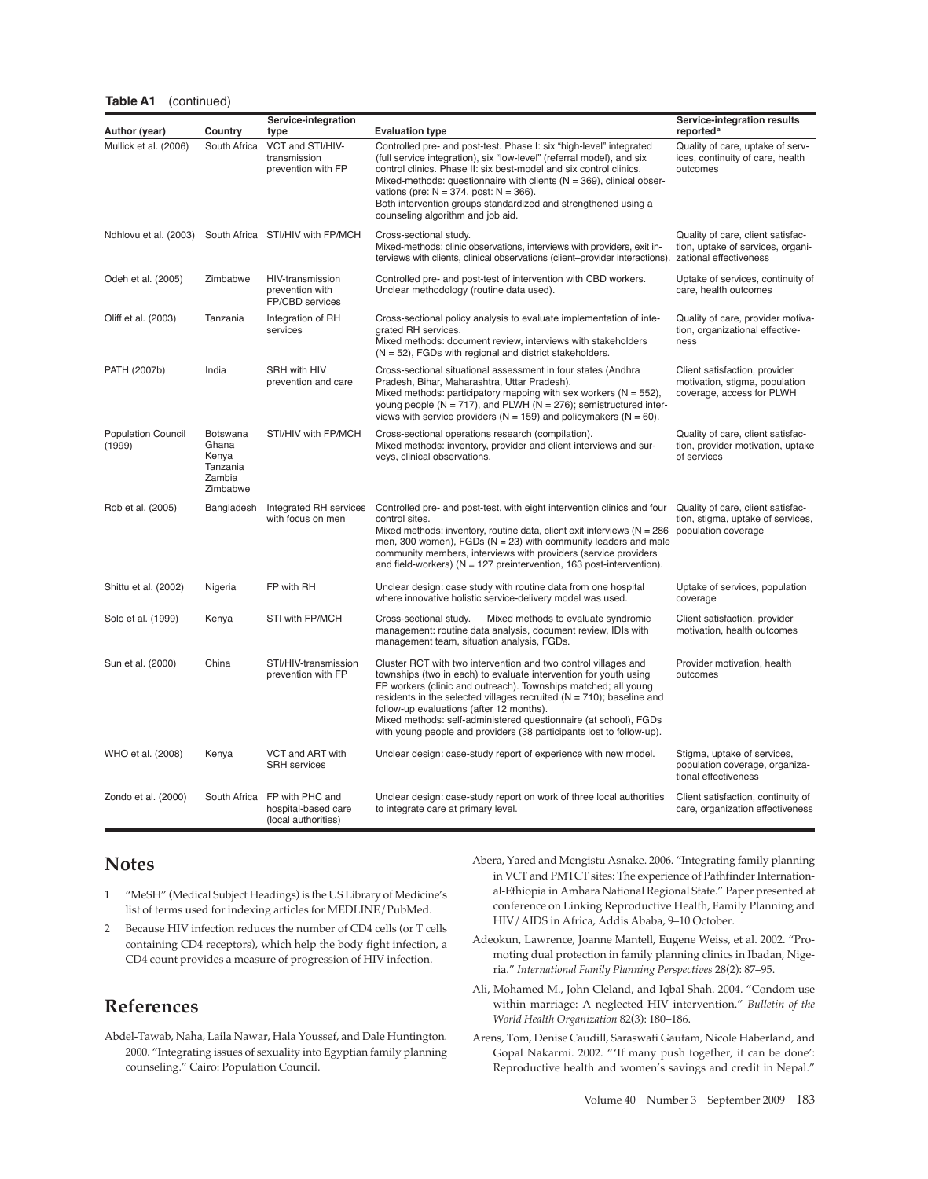**Table A1** (continued)

| Author (year) | Country | Service-integration type | Evaluation type | Service-integration results reported[a] |
|---|---|---|---|---|
| Mullick et al. (2006) | South Africa | VCT and STI/HIV-transmission prevention with FP | Controlled pre- and post-test. Phase I: six "high-level" integrated (full service integration), six "low-level" (referral model), and six control clinics. Phase II: six best-model and six control clinics. Mixed-methods: questionnaire with clients (N = 369), clinical observations (pre: N = 374, post: N = 366). Both intervention groups standardized and strengthened using a counseling algorithm and job aid. | Quality of care, uptake of services, continuity of care, health outcomes |
| Ndhlovu et al. (2003) | South Africa | STI/HIV with FP/MCH | Cross-sectional study. Mixed-methods: clinic observations, interviews with providers, exit interviews with clients, clinical observations (client–provider interactions). | Quality of care, client satisfaction, uptake of services, organizational effectiveness |
| Odeh et al. (2005) | Zimbabwe | HIV-transmission prevention with FP/CBD services | Controlled pre- and post-test of intervention with CBD workers. Unclear methodology (routine data used). | Uptake of services, continuity of care, health outcomes |
| Oliff et al. (2003) | Tanzania | Integration of RH services | Cross-sectional policy analysis to evaluate implementation of integrated RH services. Mixed methods: document review, interviews with stakeholders (N = 52), FGDs with regional and district stakeholders. | Quality of care, provider motivation, organizational effectiveness |
| PATH (2007b) | India | SRH with HIV prevention and care | Cross-sectional situational assessment in four states (Andhra Pradesh, Bihar, Maharashtra, Uttar Pradesh). Mixed methods: participatory mapping with sex workers (N = 552), young people (N = 717), and PLWH (N = 276); semistructured interviews with service providers (N = 159) and policymakers (N = 60). | Client satisfaction, provider motivation, stigma, population coverage, access for PLWH |
| Population Council (1999) | Botswana Ghana Kenya Tanzania Zambia Zimbabwe | STI/HIV with FP/MCH | Cross-sectional operations research (compilation). Mixed methods: inventory, provider and client interviews and surveys, clinical observations. | Quality of care, client satisfaction, provider motivation, uptake of services |
| Rob et al. (2005) | Bangladesh | Integrated RH services with focus on men | Controlled pre- and post-test, with eight intervention clinics and four control sites. Mixed methods: inventory, routine data, client exit interviews (N = 286 men, 300 women), FGDs (N = 23) with community leaders and male community members, interviews with providers (service providers and field-workers) (N = 127 preintervention, 163 post-intervention). | Quality of care, client satisfaction, stigma, uptake of services, population coverage |
| Shittu et al. (2002) | Nigeria | FP with RH | Unclear design: case study with routine data from one hospital where innovative holistic service-delivery model was used. | Uptake of services, population coverage |
| Solo et al. (1999) | Kenya | STI with FP/MCH | Cross-sectional study. Mixed methods to evaluate syndromic management: routine data analysis, document review, IDIs with management team, situation analysis, FGDs. | Client satisfaction, provider motivation, health outcomes |
| Sun et al. (2000) | China | STI/HIV-transmission prevention with FP | Cluster RCT with two intervention and two control villages and townships (two in each) to evaluate intervention for youth using FP workers (clinic and outreach). Townships matched; all young residents in the selected villages recruited (N = 710); baseline and follow-up evaluations (after 12 months). Mixed methods: self-administered questionnaire (at school), FGDs with young people and providers (38 participants lost to follow-up). | Provider motivation, health outcomes |
| WHO et al. (2008) | Kenya | VCT and ART with SRH services | Unclear design: case-study report of experience with new model. | Stigma, uptake of services, population coverage, organizational effectiveness |
| Zondo et al. (2000) | South Africa | FP with PHC and hospital-based care (local authorities) | Unclear design: case-study report on work of three local authorities to integrate care at primary level. | Client satisfaction, continuity of care, organization effectiveness |

## Notes

1 "MeSH" (Medical Subject Headings) is the US Library of Medicine's list of terms used for indexing articles for MEDLINE/PubMed.

2 Because HIV infection reduces the number of CD4 cells (or T cells containing CD4 receptors), which help the body fight infection, a CD4 count provides a measure of progression of HIV infection.

## References

Abdel-Tawab, Naha, Laila Nawar, Hala Youssef, and Dale Huntington. 2000. "Integrating issues of sexuality into Egyptian family planning counseling." Cairo: Population Council.

Abera, Yared and Mengistu Asnake. 2006. "Integrating family planning in VCT and PMTCT sites: The experience of Pathfinder International-Ethiopia in Amhara National Regional State." Paper presented at conference on Linking Reproductive Health, Family Planning and HIV/AIDS in Africa, Addis Ababa, 9–10 October.

Adeokun, Lawrence, Joanne Mantell, Eugene Weiss, et al. 2002. "Promoting dual protection in family planning clinics in Ibadan, Nigeria." *International Family Planning Perspectives* 28(2): 87–95.

Ali, Mohamed M., John Cleland, and Iqbal Shah. 2004. "Condom use within marriage: A neglected HIV intervention." *Bulletin of the World Health Organization* 82(3): 180–186.

Arens, Tom, Denise Caudill, Saraswati Gautam, Nicole Haberland, and Gopal Nakarmi. 2002. "'If many push together, it can be done': Reproductive health and women's savings and credit in Nepal."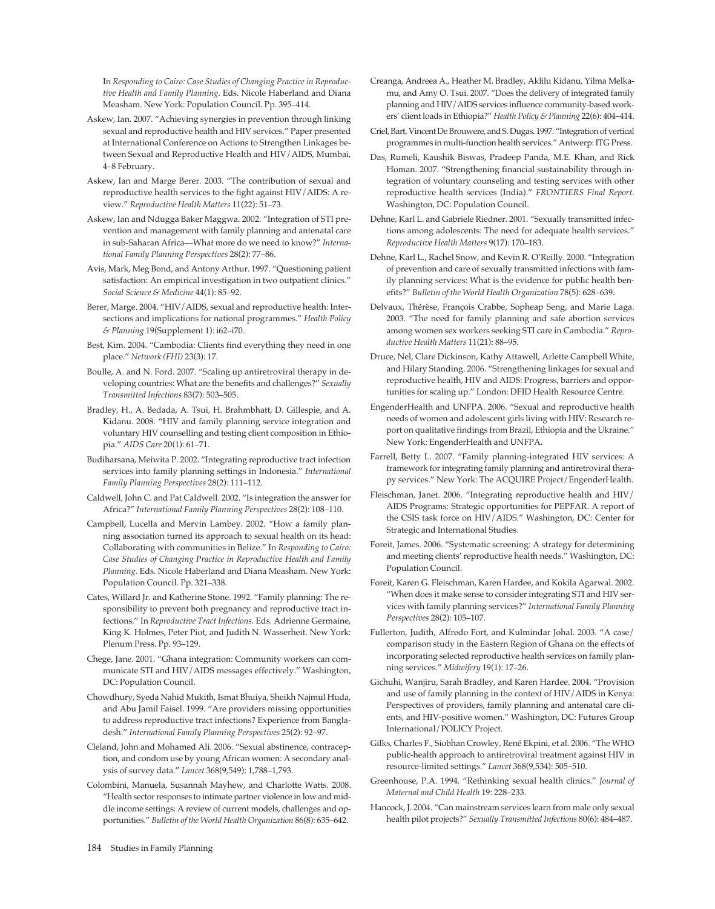In *Responding to Cairo: Case Studies of Changing Practice in Reproductive Health and Family Planning*. Eds. Nicole Haberland and Diana Measham. New York: Population Council. Pp. 395–414.

Askew, Ian. 2007. "Achieving synergies in prevention through linking sexual and reproductive health and HIV services." Paper presented at International Conference on Actions to Strengthen Linkages between Sexual and Reproductive Health and HIV/AIDS, Mumbai, 4–8 February.

Askew, Ian and Marge Berer. 2003. "The contribution of sexual and reproductive health services to the fight against HIV/AIDS: A review." *Reproductive Health Matters* 11(22): 51–73.

Askew, Ian and Ndugga Baker Maggwa. 2002. "Integration of STI prevention and management with family planning and antenatal care in sub-Saharan Africa—What more do we need to know?" *International Family Planning Perspectives* 28(2): 77–86.

Avis, Mark, Meg Bond, and Antony Arthur. 1997. "Questioning patient satisfaction: An empirical investigation in two outpatient clinics." *Social Science & Medicine* 44(1): 85–92.

Berer, Marge. 2004. "HIV/AIDS, sexual and reproductive health: Intersections and implications for national programmes." *Health Policy & Planning* 19(Supplement 1): i62–i70.

Best, Kim. 2004. "Cambodia: Clients find everything they need in one place." *Network (FHI)* 23(3): 17.

Boulle, A. and N. Ford. 2007. "Scaling up antiretroviral therapy in developing countries: What are the benefits and challenges?" *Sexually Transmitted Infections* 83(7): 503–505.

Bradley, H., A. Bedada, A. Tsui, H. Brahmbhatt, D. Gillespie, and A. Kidanu. 2008. "HIV and family planning service integration and voluntary HIV counselling and testing client composition in Ethiopia." *AIDS Care* 20(1): 61–71.

Budiharsana, Meiwita P. 2002. "Integrating reproductive tract infection services into family planning settings in Indonesia." *International Family Planning Perspectives* 28(2): 111–112.

Caldwell, John C. and Pat Caldwell. 2002. "Is integration the answer for Africa?" *International Family Planning Perspectives* 28(2): 108–110.

Campbell, Lucella and Mervin Lambey. 2002. "How a family planning association turned its approach to sexual health on its head: Collaborating with communities in Belize." In *Responding to Cairo: Case Studies of Changing Practice in Reproductive Health and Family Planning*. Eds. Nicole Haberland and Diana Measham. New York: Population Council. Pp. 321–338.

Cates, Willard Jr. and Katherine Stone. 1992. "Family planning: The responsibility to prevent both pregnancy and reproductive tract infections." In *Reproductive Tract Infections*. Eds. Adrienne Germaine, King K. Holmes, Peter Piot, and Judith N. Wasserheit. New York: Plenum Press. Pp. 93–129.

Chege, Jane. 2001. "Ghana integration: Community workers can communicate STI and HIV/AIDS messages effectively." Washington, DC: Population Council.

Chowdhury, Syeda Nahid Mukith, Ismat Bhuiya, Sheikh Najmul Huda, and Abu Jamil Faisel. 1999. "Are providers missing opportunities to address reproductive tract infections? Experience from Bangladesh." *International Family Planning Perspectives* 25(2): 92–97.

Cleland, John and Mohamed Ali. 2006. "Sexual abstinence, contraception, and condom use by young African women: A secondary analysis of survey data." *Lancet* 368(9,549): 1,788–1,793.

Colombini, Manuela, Susannah Mayhew, and Charlotte Watts. 2008. "Health sector responses to intimate partner violence in low and middle income settings: A review of current models, challenges and opportunities." *Bulletin of the World Health Organization* 86(8): 635–642.

Creanga, Andreea A., Heather M. Bradley, Aklilu Kidanu, Yilma Melkamu, and Amy O. Tsui. 2007. "Does the delivery of integrated family planning and HIV/AIDS services influence community-based workers' client loads in Ethiopia?" *Health Policy & Planning* 22(6): 404–414.

Criel, Bart, Vincent De Brouwere, and S. Dugas. 1997. "Integration of vertical programmes in multi-function health services." Antwerp: ITG Press.

Das, Rumeli, Kaushik Biswas, Pradeep Panda, M.E. Khan, and Rick Homan. 2007. "Strengthening financial sustainability through integration of voluntary counseling and testing services with other reproductive health services (India)." *FRONTIERS Final Report*. Washington, DC: Population Council.

Dehne, Karl L. and Gabriele Riedner. 2001. "Sexually transmitted infections among adolescents: The need for adequate health services." *Reproductive Health Matters* 9(17): 170–183.

Dehne, Karl L., Rachel Snow, and Kevin R. O'Reilly. 2000. "Integration of prevention and care of sexually transmitted infections with family planning services: What is the evidence for public health benefits?" *Bulletin of the World Health Organization* 78(5): 628–639.

Delvaux, Thérèse, François Crabbe, Sopheap Seng, and Marie Laga. 2003. "The need for family planning and safe abortion services among women sex workers seeking STI care in Cambodia." *Reproductive Health Matters* 11(21): 88–95.

Druce, Nel, Clare Dickinson, Kathy Attawell, Arlette Campbell White, and Hilary Standing. 2006. "Strengthening linkages for sexual and reproductive health, HIV and AIDS: Progress, barriers and opportunities for scaling up." London: DFID Health Resource Centre.

EngenderHealth and UNFPA. 2006. "Sexual and reproductive health needs of women and adolescent girls living with HIV: Research report on qualitative findings from Brazil, Ethiopia and the Ukraine." New York: EngenderHealth and UNFPA.

Farrell, Betty L. 2007. "Family planning-integrated HIV services: A framework for integrating family planning and antiretroviral therapy services." New York: The ACQUIRE Project/EngenderHealth.

Fleischman, Janet. 2006. "Integrating reproductive health and HIV/AIDS Programs: Strategic opportunities for PEPFAR. A report of the CSIS task force on HIV/AIDS." Washington, DC: Center for Strategic and International Studies.

Foreit, James. 2006. "Systematic screening: A strategy for determining and meeting clients' reproductive health needs." Washington, DC: Population Council.

Foreit, Karen G. Fleischman, Karen Hardee, and Kokila Agarwal. 2002. "When does it make sense to consider integrating STI and HIV services with family planning services?" *International Family Planning Perspectives* 28(2): 105–107.

Fullerton, Judith, Alfredo Fort, and Kulmindar Johal. 2003. "A case/comparison study in the Eastern Region of Ghana on the effects of incorporating selected reproductive health services on family planning services." *Midwifery* 19(1): 17–26.

Gichuhi, Wanjiru, Sarah Bradley, and Karen Hardee. 2004. "Provision and use of family planning in the context of HIV/AIDS in Kenya: Perspectives of providers, family planning and antenatal care clients, and HIV-positive women." Washington, DC: Futures Group International/POLICY Project.

Gilks, Charles F., Siobhan Crowley, René Ekpini, et al. 2006. "The WHO public-health approach to antiretroviral treatment against HIV in resource-limited settings." *Lancet* 368(9,534): 505–510.

Greenhouse, P.A. 1994. "Rethinking sexual health clinics." *Journal of Maternal and Child Health* 19: 228–233.

Hancock, J. 2004. "Can mainstream services learn from male only sexual health pilot projects?" *Sexually Transmitted Infections* 80(6): 484–487.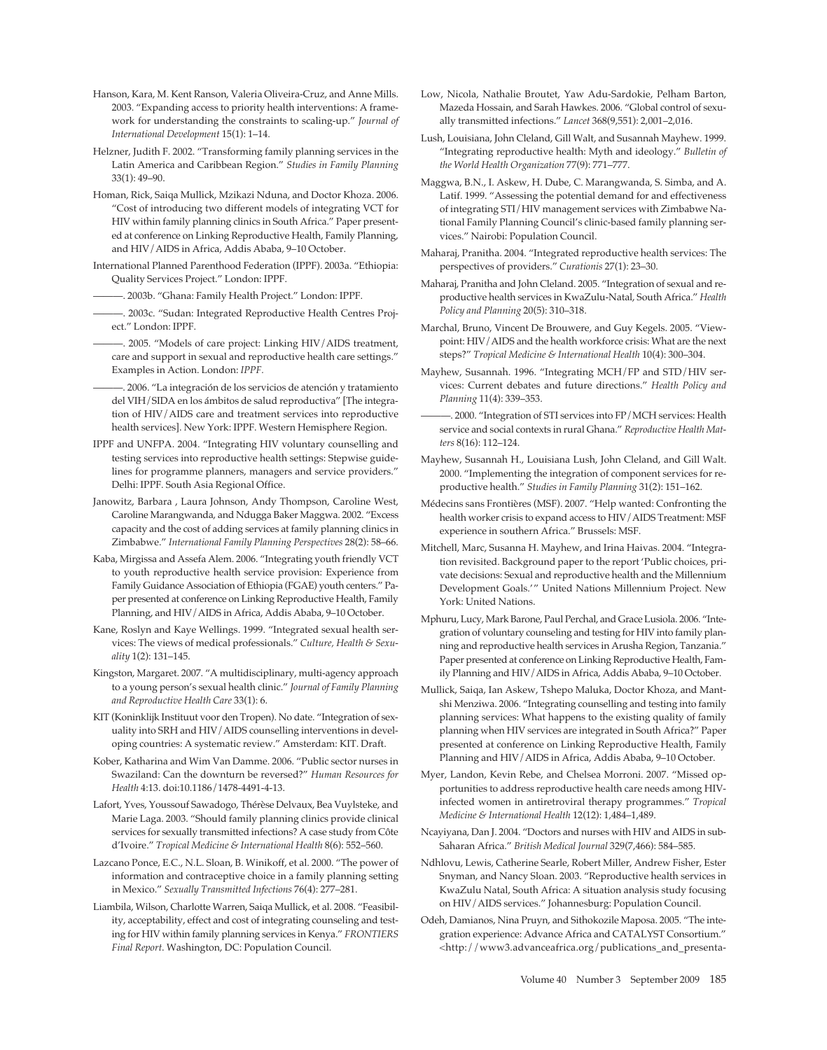Hanson, Kara, M. Kent Ranson, Valeria Oliveira-Cruz, and Anne Mills. 2003. "Expanding access to priority health interventions: A framework for understanding the constraints to scaling-up." *Journal of International Development* 15(1): 1–14.

Helzner, Judith F. 2002. "Transforming family planning services in the Latin America and Caribbean Region." *Studies in Family Planning* 33(1): 49–90.

Homan, Rick, Saiqa Mullick, Mzikazi Nduna, and Doctor Khoza. 2006. "Cost of introducing two different models of integrating VCT for HIV within family planning clinics in South Africa." Paper presented at conference on Linking Reproductive Health, Family Planning, and HIV/AIDS in Africa, Addis Ababa, 9–10 October.

International Planned Parenthood Federation (IPPF). 2003a. "Ethiopia: Quality Services Project." London: IPPF.

———. 2003b. "Ghana: Family Health Project." London: IPPF.

———. 2003c. "Sudan: Integrated Reproductive Health Centres Project." London: IPPF.

———. 2005. "Models of care project: Linking HIV/AIDS treatment, care and support in sexual and reproductive health care settings." Examples in Action. London: *IPPF.*

———. 2006. "La integración de los servicios de atención y tratamiento del VIH/SIDA en los ámbitos de salud reproductiva" [The integration of HIV/AIDS care and treatment services into reproductive health services]. New York: IPPF. Western Hemisphere Region.

IPPF and UNFPA. 2004. "Integrating HIV voluntary counselling and testing services into reproductive health settings: Stepwise guidelines for programme planners, managers and service providers." Delhi: IPPF. South Asia Regional Office.

Janowitz, Barbara , Laura Johnson, Andy Thompson, Caroline West, Caroline Marangwanda, and Ndugga Baker Maggwa. 2002. "Excess capacity and the cost of adding services at family planning clinics in Zimbabwe." *International Family Planning Perspectives* 28(2): 58–66.

Kaba, Mirgissa and Assefa Alem. 2006. "Integrating youth friendly VCT to youth reproductive health service provision: Experience from Family Guidance Association of Ethiopia (FGAE) youth centers." Paper presented at conference on Linking Reproductive Health, Family Planning, and HIV/AIDS in Africa, Addis Ababa, 9–10 October.

Kane, Roslyn and Kaye Wellings. 1999. "Integrated sexual health services: The views of medical professionals." *Culture, Health & Sexuality* 1(2): 131–145.

Kingston, Margaret. 2007. "A multidisciplinary, multi-agency approach to a young person's sexual health clinic." *Journal of Family Planning and Reproductive Health Care* 33(1): 6.

KIT (Koninklijk Instituut voor den Tropen). No date. "Integration of sexuality into SRH and HIV/AIDS counselling interventions in developing countries: A systematic review." Amsterdam: KIT. Draft.

Kober, Katharina and Wim Van Damme. 2006. "Public sector nurses in Swaziland: Can the downturn be reversed?" *Human Resources for Health* 4:13. doi:10.1186/1478-4491-4-13.

Lafort, Yves, Youssouf Sawadogo, Thérèse Delvaux, Bea Vuylsteke, and Marie Laga. 2003. "Should family planning clinics provide clinical services for sexually transmitted infections? A case study from Côte d'Ivoire." *Tropical Medicine & International Health* 8(6): 552–560.

Lazcano Ponce, E.C., N.L. Sloan, B. Winikoff, et al. 2000. "The power of information and contraceptive choice in a family planning setting in Mexico." *Sexually Transmitted Infections* 76(4): 277–281.

Liambila, Wilson, Charlotte Warren, Saiqa Mullick, et al. 2008. "Feasibility, acceptability, effect and cost of integrating counseling and testing for HIV within family planning services in Kenya." *FRONTIERS Final Report*. Washington, DC: Population Council.

Low, Nicola, Nathalie Broutet, Yaw Adu-Sardokie, Pelham Barton, Mazeda Hossain, and Sarah Hawkes. 2006. "Global control of sexually transmitted infections." *Lancet* 368(9,551): 2,001–2,016.

Lush, Louisiana, John Cleland, Gill Walt, and Susannah Mayhew. 1999. "Integrating reproductive health: Myth and ideology." *Bulletin of the World Health Organization* 77(9): 771–777.

Maggwa, B.N., I. Askew, H. Dube, C. Marangwanda, S. Simba, and A. Latif. 1999. "Assessing the potential demand for and effectiveness of integrating STI/HIV management services with Zimbabwe National Family Planning Council's clinic-based family planning services." Nairobi: Population Council.

Maharaj, Pranitha. 2004. "Integrated reproductive health services: The perspectives of providers." *Curationis* 27(1): 23–30.

Maharaj, Pranitha and John Cleland. 2005. "Integration of sexual and reproductive health services in KwaZulu-Natal, South Africa." *Health Policy and Planning* 20(5): 310–318.

Marchal, Bruno, Vincent De Brouwere, and Guy Kegels. 2005. "Viewpoint: HIV/AIDS and the health workforce crisis: What are the next steps?" *Tropical Medicine & International Health* 10(4): 300–304.

Mayhew, Susannah. 1996. "Integrating MCH/FP and STD/HIV services: Current debates and future directions." *Health Policy and Planning* 11(4): 339–353.

———. 2000. "Integration of STI services into FP/MCH services: Health service and social contexts in rural Ghana." *Reproductive Health Matters* 8(16): 112–124.

Mayhew, Susannah H., Louisiana Lush, John Cleland, and Gill Walt. 2000. "Implementing the integration of component services for reproductive health." *Studies in Family Planning* 31(2): 151–162.

Médecins sans Frontières (MSF). 2007. "Help wanted: Confronting the health worker crisis to expand access to HIV/AIDS Treatment: MSF experience in southern Africa." Brussels: MSF.

Mitchell, Marc, Susanna H. Mayhew, and Irina Haivas. 2004. "Integration revisited. Background paper to the report 'Public choices, private decisions: Sexual and reproductive health and the Millennium Development Goals.'" United Nations Millennium Project. New York: United Nations.

Mphuru, Lucy, Mark Barone, Paul Perchal, and Grace Lusiola. 2006. "Integration of voluntary counseling and testing for HIV into family planning and reproductive health services in Arusha Region, Tanzania." Paper presented at conference on Linking Reproductive Health, Family Planning and HIV/AIDS in Africa, Addis Ababa, 9–10 October.

Mullick, Saiqa, Ian Askew, Tshepo Maluka, Doctor Khoza, and Mantshi Menziwa. 2006. "Integrating counselling and testing into family planning services: What happens to the existing quality of family planning when HIV services are integrated in South Africa?" Paper presented at conference on Linking Reproductive Health, Family Planning and HIV/AIDS in Africa, Addis Ababa, 9–10 October.

Myer, Landon, Kevin Rebe, and Chelsea Morroni. 2007. "Missed opportunities to address reproductive health care needs among HIV-infected women in antiretroviral therapy programmes." *Tropical Medicine & International Health* 12(12): 1,484–1,489.

Ncayiyana, Dan J. 2004. "Doctors and nurses with HIV and AIDS in sub-Saharan Africa." *British Medical Journal* 329(7,466): 584–585.

Ndhlovu, Lewis, Catherine Searle, Robert Miller, Andrew Fisher, Ester Snyman, and Nancy Sloan. 2003. "Reproductive health services in KwaZulu Natal, South Africa: A situation analysis study focusing on HIV/AIDS services." Johannesburg: Population Council.

Odeh, Damianos, Nina Pruyn, and Sithokozile Maposa. 2005. "The integration experience: Advance Africa and CATALYST Consortium." <http://www3.advanceafrica.org/publications_and_presenta-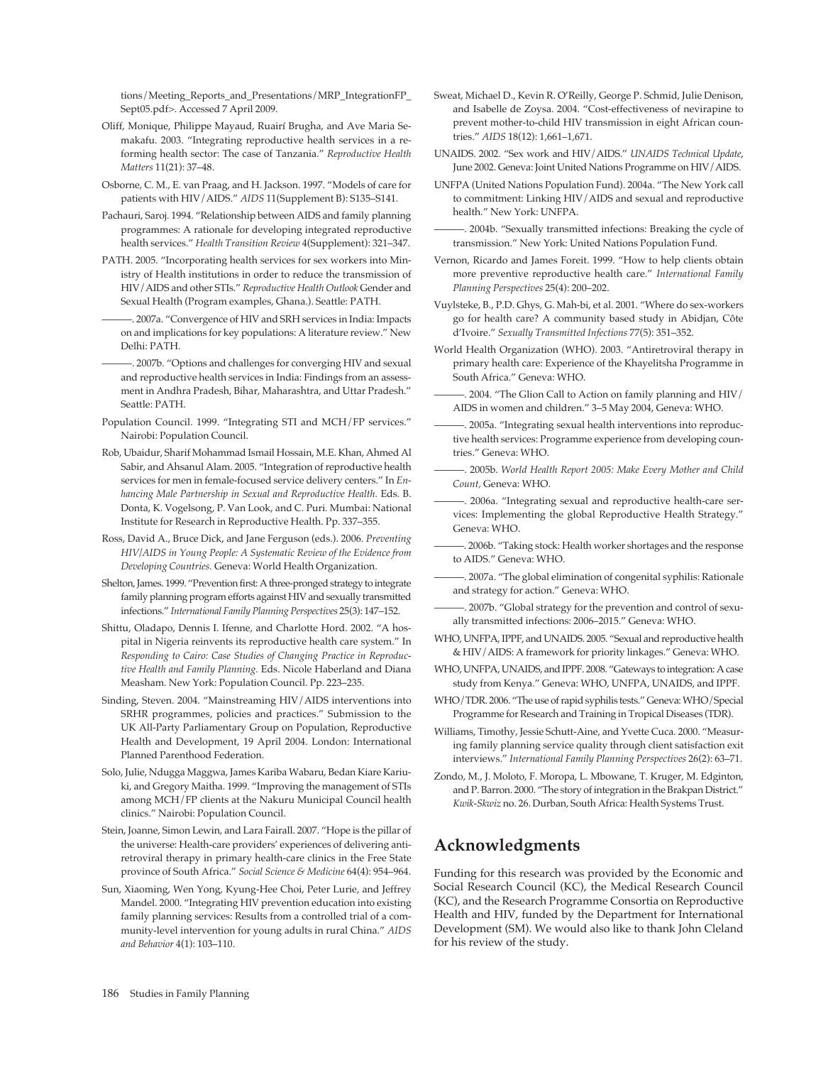tions/Meeting_Reports_and_Presentations/MRP_IntegrationFP_Sept05.pdf>. Accessed 7 April 2009.

Oliff, Monique, Philippe Mayaud, Ruairí Brugha, and Ave Maria Semakafu. 2003. "Integrating reproductive health services in a reforming health sector: The case of Tanzania." *Reproductive Health Matters* 11(21): 37–48.

Osborne, C. M., E. van Praag, and H. Jackson. 1997. "Models of care for patients with HIV/AIDS." *AIDS* 11(Supplement B): S135–S141.

Pachauri, Saroj. 1994. "Relationship between AIDS and family planning programmes: A rationale for developing integrated reproductive health services." *Health Transition Review* 4(Supplement): 321–347.

PATH. 2005. "Incorporating health services for sex workers into Ministry of Health institutions in order to reduce the transmission of HIV/AIDS and other STIs." *Reproductive Health Outlook* Gender and Sexual Health (Program examples, Ghana.). Seattle: PATH.

———. 2007a. "Convergence of HIV and SRH services in India: Impacts on and implications for key populations: A literature review." New Delhi: PATH.

———. 2007b. "Options and challenges for converging HIV and sexual and reproductive health services in India: Findings from an assessment in Andhra Pradesh, Bihar, Maharashtra, and Uttar Pradesh." Seattle: PATH.

Population Council. 1999. "Integrating STI and MCH/FP services." Nairobi: Population Council.

Rob, Ubaidur, Sharif Mohammad Ismail Hossain, M.E. Khan, Ahmed Al Sabir, and Ahsanul Alam. 2005. "Integration of reproductive health services for men in female-focused service delivery centers." In *Enhancing Male Partnership in Sexual and Reproductive Health*. Eds. B. Donta, K. Vogelsong, P. Van Look, and C. Puri. Mumbai: National Institute for Research in Reproductive Health. Pp. 337–355.

Ross, David A., Bruce Dick, and Jane Ferguson (eds.). 2006. *Preventing HIV/AIDS in Young People: A Systematic Review of the Evidence from Developing Countries*. Geneva: World Health Organization.

Shelton, James. 1999. "Prevention first: A three-pronged strategy to integrate family planning program efforts against HIV and sexually transmitted infections." *International Family Planning Perspectives* 25(3): 147–152.

Shittu, Oladapo, Dennis I. Ifenne, and Charlotte Hord. 2002. "A hospital in Nigeria reinvents its reproductive health care system." In *Responding to Cairo: Case Studies of Changing Practice in Reproductive Health and Family Planning*. Eds. Nicole Haberland and Diana Measham. New York: Population Council. Pp. 223–235.

Sinding, Steven. 2004. "Mainstreaming HIV/AIDS interventions into SRHR programmes, policies and practices." Submission to the UK All-Party Parliamentary Group on Population, Reproductive Health and Development, 19 April 2004. London: International Planned Parenthood Federation.

Solo, Julie, Ndugga Maggwa, James Kariba Wabaru, Bedan Kiare Kariuki, and Gregory Maitha. 1999. "Improving the management of STIs among MCH/FP clients at the Nakuru Municipal Council health clinics." Nairobi: Population Council.

Stein, Joanne, Simon Lewin, and Lara Fairall. 2007. "Hope is the pillar of the universe: Health-care providers' experiences of delivering anti-retroviral therapy in primary health-care clinics in the Free State province of South Africa." *Social Science & Medicine* 64(4): 954–964.

Sun, Xiaoming, Wen Yong, Kyung-Hee Choi, Peter Lurie, and Jeffrey Mandel. 2000. "Integrating HIV prevention education into existing family planning services: Results from a controlled trial of a community-level intervention for young adults in rural China." *AIDS and Behavior* 4(1): 103–110.

Sweat, Michael D., Kevin R. O'Reilly, George P. Schmid, Julie Denison, and Isabelle de Zoysa. 2004. "Cost-effectiveness of nevirapine to prevent mother-to-child HIV transmission in eight African countries." *AIDS* 18(12): 1,661–1,671.

UNAIDS. 2002. "Sex work and HIV/AIDS." *UNAIDS Technical Update*, June 2002. Geneva: Joint United Nations Programme on HIV/AIDS.

UNFPA (United Nations Population Fund). 2004a. "The New York call to commitment: Linking HIV/AIDS and sexual and reproductive health." New York: UNFPA.

———. 2004b. "Sexually transmitted infections: Breaking the cycle of transmission." New York: United Nations Population Fund.

Vernon, Ricardo and James Foreit. 1999. "How to help clients obtain more preventive reproductive health care." *International Family Planning Perspectives* 25(4): 200–202.

Vuylsteke, B., P.D. Ghys, G. Mah-bi, et al. 2001. "Where do sex-workers go for health care? A community based study in Abidjan, Côte d'Ivoire." *Sexually Transmitted Infections* 77(5): 351–352.

World Health Organization (WHO). 2003. "Antiretroviral therapy in primary health care: Experience of the Khayelitsha Programme in South Africa." Geneva: WHO.

———. 2004. "The Glion Call to Action on family planning and HIV/AIDS in women and children." 3–5 May 2004, Geneva: WHO.

———. 2005a. "Integrating sexual health interventions into reproductive health services: Programme experience from developing countries." Geneva: WHO.

———. 2005b. *World Health Report 2005: Make Every Mother and Child Count*, Geneva: WHO.

———. 2006a. "Integrating sexual and reproductive health-care services: Implementing the global Reproductive Health Strategy." Geneva: WHO.

———. 2006b. "Taking stock: Health worker shortages and the response to AIDS." Geneva: WHO.

———. 2007a. "The global elimination of congenital syphilis: Rationale and strategy for action." Geneva: WHO.

———. 2007b. "Global strategy for the prevention and control of sexually transmitted infections: 2006–2015." Geneva: WHO.

WHO, UNFPA, IPPF, and UNAIDS. 2005. "Sexual and reproductive health & HIV/AIDS: A framework for priority linkages." Geneva: WHO.

WHO, UNFPA, UNAIDS, and IPPF. 2008. "Gateways to integration: A case study from Kenya." Geneva: WHO, UNFPA, UNAIDS, and IPPF.

WHO/TDR. 2006. "The use of rapid syphilis tests." Geneva: WHO/Special Programme for Research and Training in Tropical Diseases (TDR).

Williams, Timothy, Jessie Schutt-Aine, and Yvette Cuca. 2000. "Measuring family planning service quality through client satisfaction exit interviews." *International Family Planning Perspectives* 26(2): 63–71.

Zondo, M., J. Moloto, F. Moropa, L. Mbowane, T. Kruger, M. Edginton, and P. Barron. 2000. "The story of integration in the Brakpan District." *Kwik-Skwiz* no. 26. Durban, South Africa: Health Systems Trust.

## Acknowledgments

Funding for this research was provided by the Economic and Social Research Council (KC), the Medical Research Council (KC), and the Research Programme Consortia on Reproductive Health and HIV, funded by the Department for International Development (SM). We would also like to thank John Cleland for his review of the study.